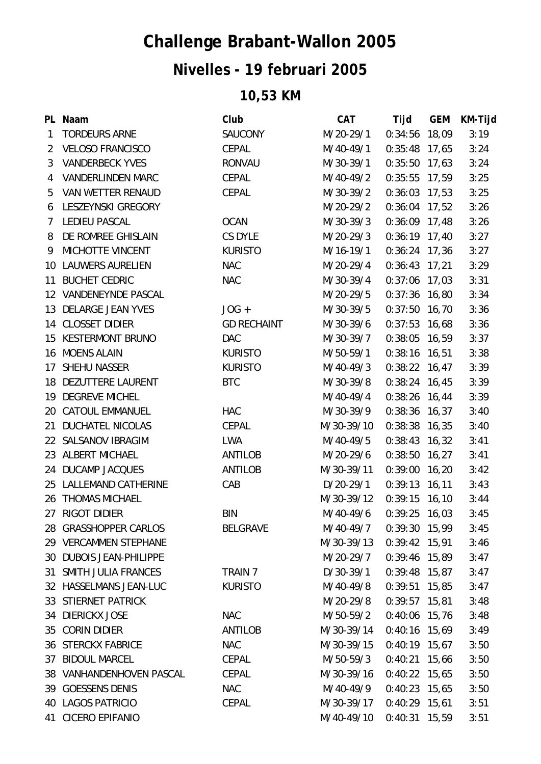# Challenge Brabant-Wallon 2005

## Nivelles - 19 februari 2005

### 10,53 KM

| PL | Naam | Club | CAT | Tijd | GEM | KM-Tijd |
|---|---|---|---|---|---|---|
| 1 | TORDEURS ARNE | SAUCONY | M/20-29/1 | 0:34:56 | 18,09 | 3:19 |
| 2 | VELOSO FRANCISCO | CEPAL | M/40-49/1 | 0:35:48 | 17,65 | 3:24 |
| 3 | VANDERBECK YVES | RONVAU | M/30-39/1 | 0:35:50 | 17,63 | 3:24 |
| 4 | VANDERLINDEN MARC | CEPAL | M/40-49/2 | 0:35:55 | 17,59 | 3:25 |
| 5 | VAN WETTER RENAUD | CEPAL | M/30-39/2 | 0:36:03 | 17,53 | 3:25 |
| 6 | LESZEYNSKI GREGORY | | M/20-29/2 | 0:36:04 | 17,52 | 3:26 |
| 7 | LEDIEU PASCAL | OCAN | M/30-39/3 | 0:36:09 | 17,48 | 3:26 |
| 8 | DE ROMREE GHISLAIN | CS DYLE | M/20-29/3 | 0:36:19 | 17,40 | 3:27 |
| 9 | MICHOTTE VINCENT | KURISTO | M/16-19/1 | 0:36:24 | 17,36 | 3:27 |
| 10 | LAUWERS AURELIEN | NAC | M/20-29/4 | 0:36:43 | 17,21 | 3:29 |
| 11 | BUCHET CEDRIC | NAC | M/30-39/4 | 0:37:06 | 17,03 | 3:31 |
| 12 | VANDENEYNDE PASCAL | | M/20-29/5 | 0:37:36 | 16,80 | 3:34 |
| 13 | DELARGE JEAN YVES | JOG + | M/30-39/5 | 0:37:50 | 16,70 | 3:36 |
| 14 | CLOSSET DIDIER | GD RECHAINT | M/30-39/6 | 0:37:53 | 16,68 | 3:36 |
| 15 | KESTERMONT BRUNO | DAC | M/30-39/7 | 0:38:05 | 16,59 | 3:37 |
| 16 | MOENS ALAIN | KURISTO | M/50-59/1 | 0:38:16 | 16,51 | 3:38 |
| 17 | SHEHU NASSER | KURISTO | M/40-49/3 | 0:38:22 | 16,47 | 3:39 |
| 18 | DEZUTTERE LAURENT | BTC | M/30-39/8 | 0:38:24 | 16,45 | 3:39 |
| 19 | DEGREVE MICHEL | | M/40-49/4 | 0:38:26 | 16,44 | 3:39 |
| 20 | CATOUL EMMANUEL | HAC | M/30-39/9 | 0:38:36 | 16,37 | 3:40 |
| 21 | DUCHATEL NICOLAS | CEPAL | M/30-39/10 | 0:38:38 | 16,35 | 3:40 |
| 22 | SALSANOV IBRAGIM | LWA | M/40-49/5 | 0:38:43 | 16,32 | 3:41 |
| 23 | ALBERT MICHAEL | ANTILOB | M/20-29/6 | 0:38:50 | 16,27 | 3:41 |
| 24 | DUCAMP JACQUES | ANTILOB | M/30-39/11 | 0:39:00 | 16,20 | 3:42 |
| 25 | LALLEMAND CATHERINE | CAB | D/20-29/1 | 0:39:13 | 16,11 | 3:43 |
| 26 | THOMAS MICHAEL | | M/30-39/12 | 0:39:15 | 16,10 | 3:44 |
| 27 | RIGOT DIDIER | BIN | M/40-49/6 | 0:39:25 | 16,03 | 3:45 |
| 28 | GRASSHOPPER CARLOS | BELGRAVE | M/40-49/7 | 0:39:30 | 15,99 | 3:45 |
| 29 | VERCAMMEN STEPHANE | | M/30-39/13 | 0:39:42 | 15,91 | 3:46 |
| 30 | DUBOIS JEAN-PHILIPPE | | M/20-29/7 | 0:39:46 | 15,89 | 3:47 |
| 31 | SMITH JULIA FRANCES | TRAIN 7 | D/30-39/1 | 0:39:48 | 15,87 | 3:47 |
| 32 | HASSELMANS JEAN-LUC | KURISTO | M/40-49/8 | 0:39:51 | 15,85 | 3:47 |
| 33 | STIERNET PATRICK | | M/20-29/8 | 0:39:57 | 15,81 | 3:48 |
| 34 | DIERICKX JOSE | NAC | M/50-59/2 | 0:40:06 | 15,76 | 3:48 |
| 35 | CORIN DIDIER | ANTILOB | M/30-39/14 | 0:40:16 | 15,69 | 3:49 |
| 36 | STERCKX FABRICE | NAC | M/30-39/15 | 0:40:19 | 15,67 | 3:50 |
| 37 | BIDOUL MARCEL | CEPAL | M/50-59/3 | 0:40:21 | 15,66 | 3:50 |
| 38 | VANHANDENHOVEN PASCAL | CEPAL | M/30-39/16 | 0:40:22 | 15,65 | 3:50 |
| 39 | GOESSENS DENIS | NAC | M/40-49/9 | 0:40:23 | 15,65 | 3:50 |
| 40 | LAGOS PATRICIO | CEPAL | M/30-39/17 | 0:40:29 | 15,61 | 3:51 |
| 41 | CICERO EPIFANIO | | M/40-49/10 | 0:40:31 | 15,59 | 3:51 |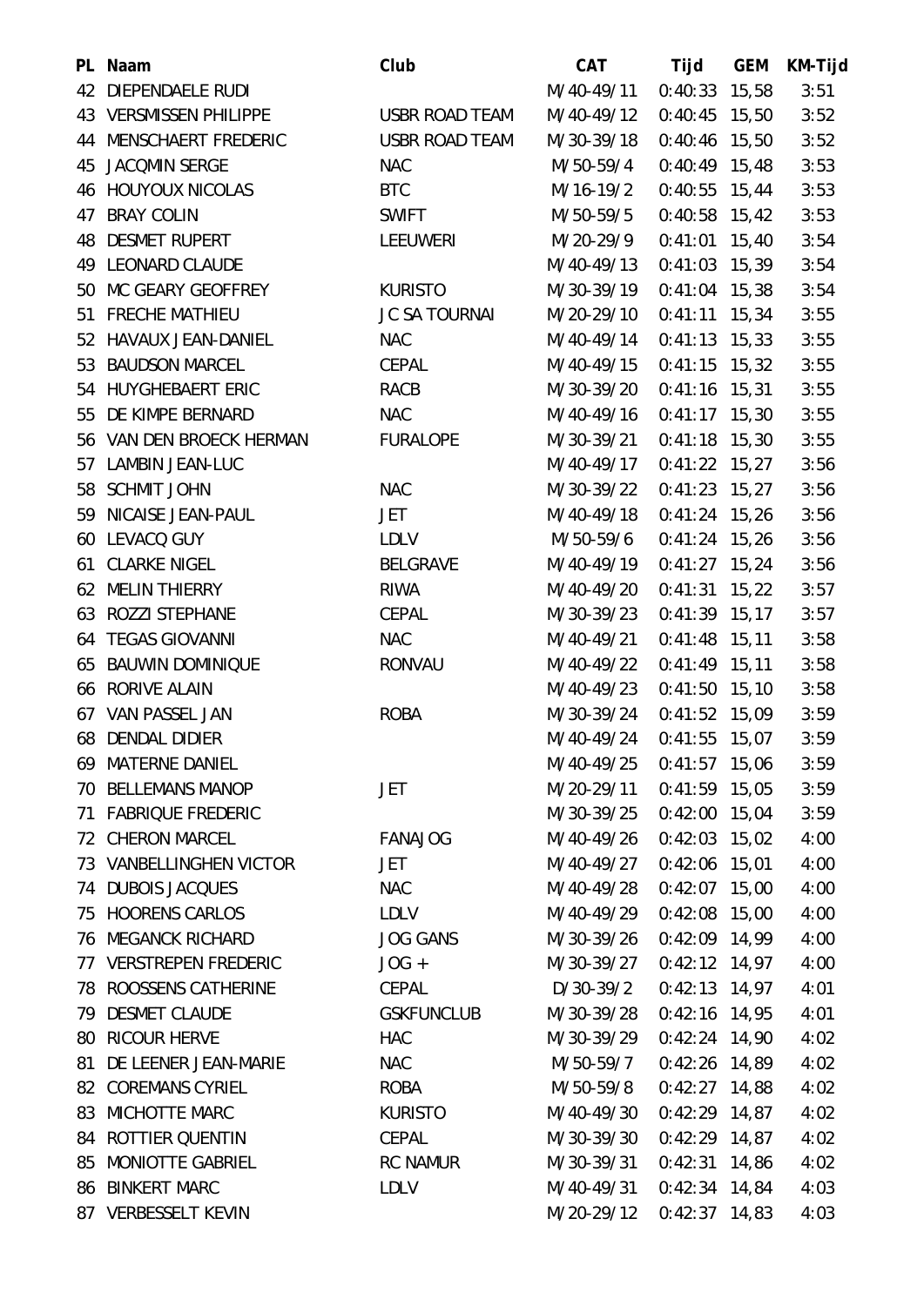| PL | Naam | Club | CAT | Tijd | GEM | KM-Tijd |
|---|---|---|---|---|---|---|
| 42 | DIEPENDAELE RUDI | | M/40-49/11 | 0:40:33 | 15,58 | 3:51 |
| 43 | VERSMISSEN PHILIPPE | USBR ROAD TEAM | M/40-49/12 | 0:40:45 | 15,50 | 3:52 |
| 44 | MENSCHAERT FREDERIC | USBR ROAD TEAM | M/30-39/18 | 0:40:46 | 15,50 | 3:52 |
| 45 | JACQMIN SERGE | NAC | M/50-59/4 | 0:40:49 | 15,48 | 3:53 |
| 46 | HOUYOUX NICOLAS | BTC | M/16-19/2 | 0:40:55 | 15,44 | 3:53 |
| 47 | BRAY COLIN | SWIFT | M/50-59/5 | 0:40:58 | 15,42 | 3:53 |
| 48 | DESMET RUPERT | LEEUWERI | M/20-29/9 | 0:41:01 | 15,40 | 3:54 |
| 49 | LEONARD CLAUDE | | M/40-49/13 | 0:41:03 | 15,39 | 3:54 |
| 50 | MC GEARY GEOFFREY | KURISTO | M/30-39/19 | 0:41:04 | 15,38 | 3:54 |
| 51 | FRECHE MATHIEU | JC SA TOURNAI | M/20-29/10 | 0:41:11 | 15,34 | 3:55 |
| 52 | HAVAUX JEAN-DANIEL | NAC | M/40-49/14 | 0:41:13 | 15,33 | 3:55 |
| 53 | BAUDSON MARCEL | CEPAL | M/40-49/15 | 0:41:15 | 15,32 | 3:55 |
| 54 | HUYGHEBAERT ERIC | RACB | M/30-39/20 | 0:41:16 | 15,31 | 3:55 |
| 55 | DE KIMPE BERNARD | NAC | M/40-49/16 | 0:41:17 | 15,30 | 3:55 |
| 56 | VAN DEN BROECK HERMAN | FURALOPE | M/30-39/21 | 0:41:18 | 15,30 | 3:55 |
| 57 | LAMBIN JEAN-LUC | | M/40-49/17 | 0:41:22 | 15,27 | 3:56 |
| 58 | SCHMIT JOHN | NAC | M/30-39/22 | 0:41:23 | 15,27 | 3:56 |
| 59 | NICAISE JEAN-PAUL | JET | M/40-49/18 | 0:41:24 | 15,26 | 3:56 |
| 60 | LEVACQ GUY | LDLV | M/50-59/6 | 0:41:24 | 15,26 | 3:56 |
| 61 | CLARKE NIGEL | BELGRAVE | M/40-49/19 | 0:41:27 | 15,24 | 3:56 |
| 62 | MELIN THIERRY | RIWA | M/40-49/20 | 0:41:31 | 15,22 | 3:57 |
| 63 | ROZZI STEPHANE | CEPAL | M/30-39/23 | 0:41:39 | 15,17 | 3:57 |
| 64 | TEGAS GIOVANNI | NAC | M/40-49/21 | 0:41:48 | 15,11 | 3:58 |
| 65 | BAUWIN DOMINIQUE | RONVAU | M/40-49/22 | 0:41:49 | 15,11 | 3:58 |
| 66 | RORIVE ALAIN | | M/40-49/23 | 0:41:50 | 15,10 | 3:58 |
| 67 | VAN PASSEL JAN | ROBA | M/30-39/24 | 0:41:52 | 15,09 | 3:59 |
| 68 | DENDAL DIDIER | | M/40-49/24 | 0:41:55 | 15,07 | 3:59 |
| 69 | MATERNE DANIEL | | M/40-49/25 | 0:41:57 | 15,06 | 3:59 |
| 70 | BELLEMANS MANOP | JET | M/20-29/11 | 0:41:59 | 15,05 | 3:59 |
| 71 | FABRIQUE FREDERIC | | M/30-39/25 | 0:42:00 | 15,04 | 3:59 |
| 72 | CHERON MARCEL | FANAJOG | M/40-49/26 | 0:42:03 | 15,02 | 4:00 |
| 73 | VANBELLINGHEN VICTOR | JET | M/40-49/27 | 0:42:06 | 15,01 | 4:00 |
| 74 | DUBOIS JACQUES | NAC | M/40-49/28 | 0:42:07 | 15,00 | 4:00 |
| 75 | HOORENS CARLOS | LDLV | M/40-49/29 | 0:42:08 | 15,00 | 4:00 |
| 76 | MEGANCK RICHARD | JOG GANS | M/30-39/26 | 0:42:09 | 14,99 | 4:00 |
| 77 | VERSTREPEN FREDERIC | JOG + | M/30-39/27 | 0:42:12 | 14,97 | 4:00 |
| 78 | ROOSSENS CATHERINE | CEPAL | D/30-39/2 | 0:42:13 | 14,97 | 4:01 |
| 79 | DESMET CLAUDE | GSKFUNCLUB | M/30-39/28 | 0:42:16 | 14,95 | 4:01 |
| 80 | RICOUR HERVE | HAC | M/30-39/29 | 0:42:24 | 14,90 | 4:02 |
| 81 | DE LEENER JEAN-MARIE | NAC | M/50-59/7 | 0:42:26 | 14,89 | 4:02 |
| 82 | COREMANS CYRIEL | ROBA | M/50-59/8 | 0:42:27 | 14,88 | 4:02 |
| 83 | MICHOTTE MARC | KURISTO | M/40-49/30 | 0:42:29 | 14,87 | 4:02 |
| 84 | ROTTIER QUENTIN | CEPAL | M/30-39/30 | 0:42:29 | 14,87 | 4:02 |
| 85 | MONIOTTE GABRIEL | RC NAMUR | M/30-39/31 | 0:42:31 | 14,86 | 4:02 |
| 86 | BINKERT MARC | LDLV | M/40-49/31 | 0:42:34 | 14,84 | 4:03 |
| 87 | VERBESSELT KEVIN | | M/20-29/12 | 0:42:37 | 14,83 | 4:03 |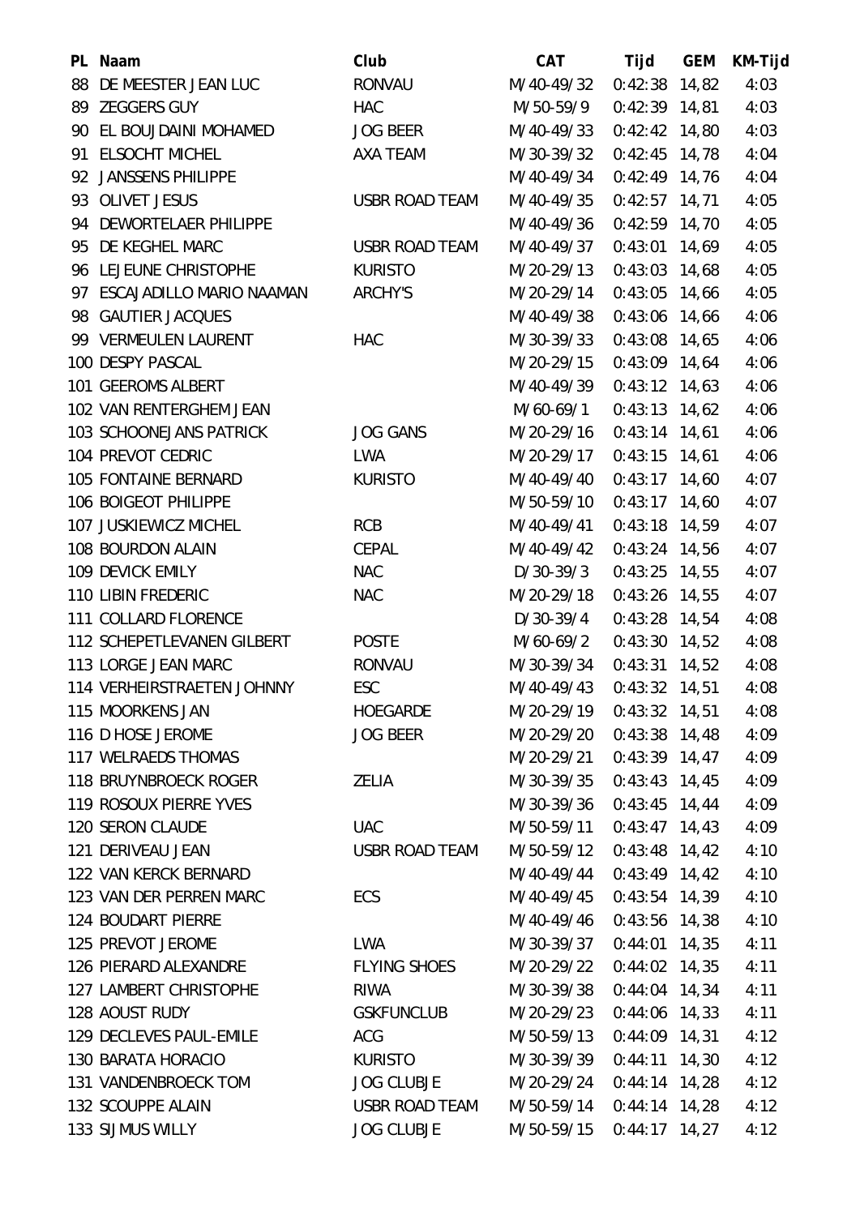| PL | Naam | Club | CAT | Tijd | GEM | KM-Tijd |
|---|---|---|---|---|---|---|
| 88 | DE MEESTER JEAN LUC | RONVAU | M/40-49/32 | 0:42:38 | 14,82 | 4:03 |
| 89 | ZEGGERS GUY | HAC | M/50-59/9 | 0:42:39 | 14,81 | 4:03 |
| 90 | EL BOUJDAINI MOHAMED | JOG BEER | M/40-49/33 | 0:42:42 | 14,80 | 4:03 |
| 91 | ELSOCHT MICHEL | AXA TEAM | M/30-39/32 | 0:42:45 | 14,78 | 4:04 |
| 92 | JANSSENS PHILIPPE | | M/40-49/34 | 0:42:49 | 14,76 | 4:04 |
| 93 | OLIVET JESUS | USBR ROAD TEAM | M/40-49/35 | 0:42:57 | 14,71 | 4:05 |
| 94 | DEWORTELAER PHILIPPE | | M/40-49/36 | 0:42:59 | 14,70 | 4:05 |
| 95 | DE KEGHEL MARC | USBR ROAD TEAM | M/40-49/37 | 0:43:01 | 14,69 | 4:05 |
| 96 | LEJEUNE CHRISTOPHE | KURISTO | M/20-29/13 | 0:43:03 | 14,68 | 4:05 |
| 97 | ESCAJADILLO MARIO NAAMAN | ARCHY'S | M/20-29/14 | 0:43:05 | 14,66 | 4:05 |
| 98 | GAUTIER JACQUES | | M/40-49/38 | 0:43:06 | 14,66 | 4:06 |
| 99 | VERMEULEN LAURENT | HAC | M/30-39/33 | 0:43:08 | 14,65 | 4:06 |
| 100 | DESPY PASCAL | | M/20-29/15 | 0:43:09 | 14,64 | 4:06 |
| 101 | GEEROMS ALBERT | | M/40-49/39 | 0:43:12 | 14,63 | 4:06 |
| 102 | VAN RENTERGHEM JEAN | | M/60-69/1 | 0:43:13 | 14,62 | 4:06 |
| 103 | SCHOONEJANS PATRICK | JOG GANS | M/20-29/16 | 0:43:14 | 14,61 | 4:06 |
| 104 | PREVOT CEDRIC | LWA | M/20-29/17 | 0:43:15 | 14,61 | 4:06 |
| 105 | FONTAINE BERNARD | KURISTO | M/40-49/40 | 0:43:17 | 14,60 | 4:07 |
| 106 | BOIGEOT PHILIPPE | | M/50-59/10 | 0:43:17 | 14,60 | 4:07 |
| 107 | JUSKIEWICZ MICHEL | RCB | M/40-49/41 | 0:43:18 | 14,59 | 4:07 |
| 108 | BOURDON ALAIN | CEPAL | M/40-49/42 | 0:43:24 | 14,56 | 4:07 |
| 109 | DEVICK EMILY | NAC | D/30-39/3 | 0:43:25 | 14,55 | 4:07 |
| 110 | LIBIN FREDERIC | NAC | M/20-29/18 | 0:43:26 | 14,55 | 4:07 |
| 111 | COLLARD FLORENCE | | D/30-39/4 | 0:43:28 | 14,54 | 4:08 |
| 112 | SCHEPETLEVANEN GILBERT | POSTE | M/60-69/2 | 0:43:30 | 14,52 | 4:08 |
| 113 | LORGE JEAN MARC | RONVAU | M/30-39/34 | 0:43:31 | 14,52 | 4:08 |
| 114 | VERHEIRSTRAETEN JOHNNY | ESC | M/40-49/43 | 0:43:32 | 14,51 | 4:08 |
| 115 | MOORKENS JAN | HOEGARDE | M/20-29/19 | 0:43:32 | 14,51 | 4:08 |
| 116 | D HOSE JEROME | JOG BEER | M/20-29/20 | 0:43:38 | 14,48 | 4:09 |
| 117 | WELRAEDS THOMAS | | M/20-29/21 | 0:43:39 | 14,47 | 4:09 |
| 118 | BRUYNBROECK ROGER | ZELIA | M/30-39/35 | 0:43:43 | 14,45 | 4:09 |
| 119 | ROSOUX PIERRE YVES | | M/30-39/36 | 0:43:45 | 14,44 | 4:09 |
| 120 | SERON CLAUDE | UAC | M/50-59/11 | 0:43:47 | 14,43 | 4:09 |
| 121 | DERIVEAU JEAN | USBR ROAD TEAM | M/50-59/12 | 0:43:48 | 14,42 | 4:10 |
| 122 | VAN KERCK BERNARD | | M/40-49/44 | 0:43:49 | 14,42 | 4:10 |
| 123 | VAN DER PERREN MARC | ECS | M/40-49/45 | 0:43:54 | 14,39 | 4:10 |
| 124 | BOUDART PIERRE | | M/40-49/46 | 0:43:56 | 14,38 | 4:10 |
| 125 | PREVOT JEROME | LWA | M/30-39/37 | 0:44:01 | 14,35 | 4:11 |
| 126 | PIERARD ALEXANDRE | FLYING SHOES | M/20-29/22 | 0:44:02 | 14,35 | 4:11 |
| 127 | LAMBERT CHRISTOPHE | RIWA | M/30-39/38 | 0:44:04 | 14,34 | 4:11 |
| 128 | AOUST RUDY | GSKFUNCLUB | M/20-29/23 | 0:44:06 | 14,33 | 4:11 |
| 129 | DECLEVES PAUL-EMILE | ACG | M/50-59/13 | 0:44:09 | 14,31 | 4:12 |
| 130 | BARATA HORACIO | KURISTO | M/30-39/39 | 0:44:11 | 14,30 | 4:12 |
| 131 | VANDENBROECK TOM | JOG CLUBJE | M/20-29/24 | 0:44:14 | 14,28 | 4:12 |
| 132 | SCOUPPE ALAIN | USBR ROAD TEAM | M/50-59/14 | 0:44:14 | 14,28 | 4:12 |
| 133 | SIJMUS WILLY | JOG CLUBJE | M/50-59/15 | 0:44:17 | 14,27 | 4:12 |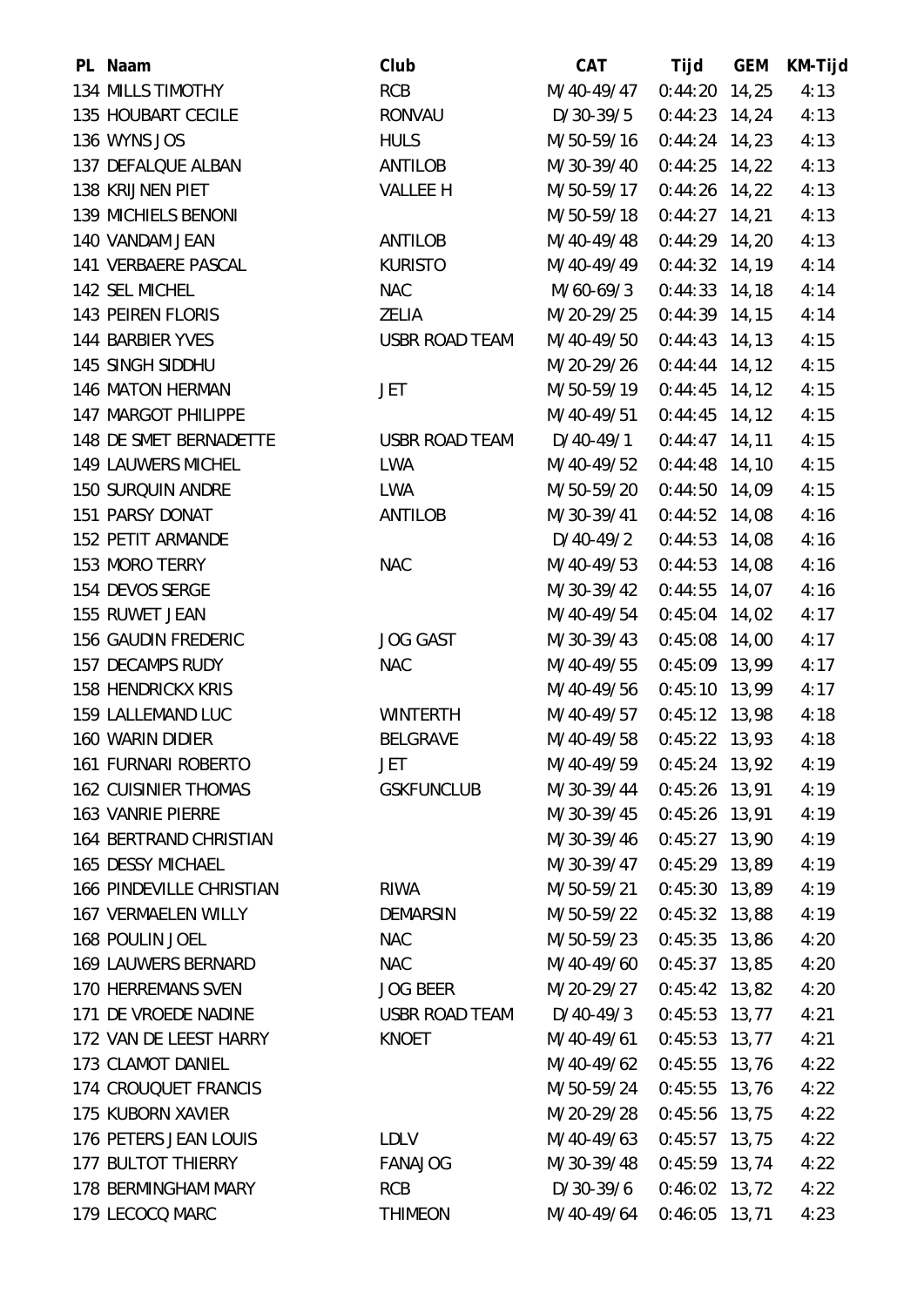| PL | Naam | Club | CAT | Tijd | GEM | KM-Tijd |
|---|---|---|---|---|---|---|
| 134 | MILLS TIMOTHY | RCB | M/40-49/47 | 0:44:20 | 14,25 | 4:13 |
| 135 | HOUBART CECILE | RONVAU | D/30-39/5 | 0:44:23 | 14,24 | 4:13 |
| 136 | WYNS JOS | HULS | M/50-59/16 | 0:44:24 | 14,23 | 4:13 |
| 137 | DEFALQUE ALBAN | ANTILOB | M/30-39/40 | 0:44:25 | 14,22 | 4:13 |
| 138 | KRIJNEN PIET | VALLEE H | M/50-59/17 | 0:44:26 | 14,22 | 4:13 |
| 139 | MICHIELS BENONI | | M/50-59/18 | 0:44:27 | 14,21 | 4:13 |
| 140 | VANDAM JEAN | ANTILOB | M/40-49/48 | 0:44:29 | 14,20 | 4:13 |
| 141 | VERBAERE PASCAL | KURISTO | M/40-49/49 | 0:44:32 | 14,19 | 4:14 |
| 142 | SEL MICHEL | NAC | M/60-69/3 | 0:44:33 | 14,18 | 4:14 |
| 143 | PEIREN FLORIS | ZELIA | M/20-29/25 | 0:44:39 | 14,15 | 4:14 |
| 144 | BARBIER YVES | USBR ROAD TEAM | M/40-49/50 | 0:44:43 | 14,13 | 4:15 |
| 145 | SINGH SIDDHU | | M/20-29/26 | 0:44:44 | 14,12 | 4:15 |
| 146 | MATON HERMAN | JET | M/50-59/19 | 0:44:45 | 14,12 | 4:15 |
| 147 | MARGOT PHILIPPE | | M/40-49/51 | 0:44:45 | 14,12 | 4:15 |
| 148 | DE SMET BERNADETTE | USBR ROAD TEAM | D/40-49/1 | 0:44:47 | 14,11 | 4:15 |
| 149 | LAUWERS MICHEL | LWA | M/40-49/52 | 0:44:48 | 14,10 | 4:15 |
| 150 | SURQUIN ANDRE | LWA | M/50-59/20 | 0:44:50 | 14,09 | 4:15 |
| 151 | PARSY DONAT | ANTILOB | M/30-39/41 | 0:44:52 | 14,08 | 4:16 |
| 152 | PETIT ARMANDE | | D/40-49/2 | 0:44:53 | 14,08 | 4:16 |
| 153 | MORO TERRY | NAC | M/40-49/53 | 0:44:53 | 14,08 | 4:16 |
| 154 | DEVOS SERGE | | M/30-39/42 | 0:44:55 | 14,07 | 4:16 |
| 155 | RUWET JEAN | | M/40-49/54 | 0:45:04 | 14,02 | 4:17 |
| 156 | GAUDIN FREDERIC | JOG GAST | M/30-39/43 | 0:45:08 | 14,00 | 4:17 |
| 157 | DECAMPS RUDY | NAC | M/40-49/55 | 0:45:09 | 13,99 | 4:17 |
| 158 | HENDRICKX KRIS | | M/40-49/56 | 0:45:10 | 13,99 | 4:17 |
| 159 | LALLEMAND LUC | WINTERTH | M/40-49/57 | 0:45:12 | 13,98 | 4:18 |
| 160 | WARIN DIDIER | BELGRAVE | M/40-49/58 | 0:45:22 | 13,93 | 4:18 |
| 161 | FURNARI ROBERTO | JET | M/40-49/59 | 0:45:24 | 13,92 | 4:19 |
| 162 | CUISINIER THOMAS | GSKFUNCLUB | M/30-39/44 | 0:45:26 | 13,91 | 4:19 |
| 163 | VANRIE PIERRE | | M/30-39/45 | 0:45:26 | 13,91 | 4:19 |
| 164 | BERTRAND CHRISTIAN | | M/30-39/46 | 0:45:27 | 13,90 | 4:19 |
| 165 | DESSY MICHAEL | | M/30-39/47 | 0:45:29 | 13,89 | 4:19 |
| 166 | PINDEVILLE CHRISTIAN | RIWA | M/50-59/21 | 0:45:30 | 13,89 | 4:19 |
| 167 | VERMAELEN WILLY | DEMARSIN | M/50-59/22 | 0:45:32 | 13,88 | 4:19 |
| 168 | POULIN JOEL | NAC | M/50-59/23 | 0:45:35 | 13,86 | 4:20 |
| 169 | LAUWERS BERNARD | NAC | M/40-49/60 | 0:45:37 | 13,85 | 4:20 |
| 170 | HERREMANS SVEN | JOG BEER | M/20-29/27 | 0:45:42 | 13,82 | 4:20 |
| 171 | DE VROEDE NADINE | USBR ROAD TEAM | D/40-49/3 | 0:45:53 | 13,77 | 4:21 |
| 172 | VAN DE LEEST HARRY | KNOET | M/40-49/61 | 0:45:53 | 13,77 | 4:21 |
| 173 | CLAMOT DANIEL | | M/40-49/62 | 0:45:55 | 13,76 | 4:22 |
| 174 | CROUQUET FRANCIS | | M/50-59/24 | 0:45:55 | 13,76 | 4:22 |
| 175 | KUBORN XAVIER | | M/20-29/28 | 0:45:56 | 13,75 | 4:22 |
| 176 | PETERS JEAN LOUIS | LDLV | M/40-49/63 | 0:45:57 | 13,75 | 4:22 |
| 177 | BULTOT THIERRY | FANAJOG | M/30-39/48 | 0:45:59 | 13,74 | 4:22 |
| 178 | BERMINGHAM MARY | RCB | D/30-39/6 | 0:46:02 | 13,72 | 4:22 |
| 179 | LECOCQ MARC | THIMEON | M/40-49/64 | 0:46:05 | 13,71 | 4:23 |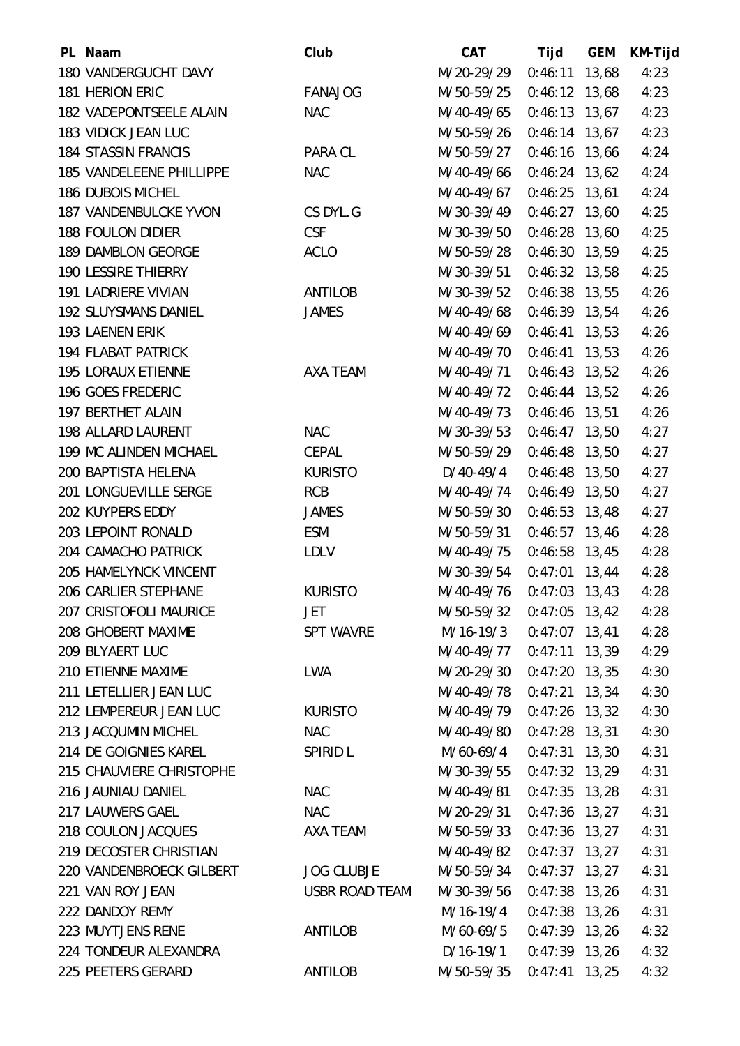| PL | Naam | Club | CAT | Tijd | GEM | KM-Tijd |
|---|---|---|---|---|---|---|
| 180 | VANDERGUCHT DAVY | | M/20-29/29 | 0:46:11 | 13,68 | 4:23 |
| 181 | HERION ERIC | FANAJOG | M/50-59/25 | 0:46:12 | 13,68 | 4:23 |
| 182 | VADEPONTSEELE ALAIN | NAC | M/40-49/65 | 0:46:13 | 13,67 | 4:23 |
| 183 | VIDICK JEAN LUC | | M/50-59/26 | 0:46:14 | 13,67 | 4:23 |
| 184 | STASSIN FRANCIS | PARA CL | M/50-59/27 | 0:46:16 | 13,66 | 4:24 |
| 185 | VANDELEENE PHILLIPPE | NAC | M/40-49/66 | 0:46:24 | 13,62 | 4:24 |
| 186 | DUBOIS MICHEL | | M/40-49/67 | 0:46:25 | 13,61 | 4:24 |
| 187 | VANDENBULCKE YVON | CS DYL.G | M/30-39/49 | 0:46:27 | 13,60 | 4:25 |
| 188 | FOULON DIDIER | CSF | M/30-39/50 | 0:46:28 | 13,60 | 4:25 |
| 189 | DAMBLON GEORGE | ACLO | M/50-59/28 | 0:46:30 | 13,59 | 4:25 |
| 190 | LESSIRE THIERRY | | M/30-39/51 | 0:46:32 | 13,58 | 4:25 |
| 191 | LADRIERE VIVIAN | ANTILOB | M/30-39/52 | 0:46:38 | 13,55 | 4:26 |
| 192 | SLUYSMANS DANIEL | JAMES | M/40-49/68 | 0:46:39 | 13,54 | 4:26 |
| 193 | LAENEN ERIK | | M/40-49/69 | 0:46:41 | 13,53 | 4:26 |
| 194 | FLABAT PATRICK | | M/40-49/70 | 0:46:41 | 13,53 | 4:26 |
| 195 | LORAUX ETIENNE | AXA TEAM | M/40-49/71 | 0:46:43 | 13,52 | 4:26 |
| 196 | GOES FREDERIC | | M/40-49/72 | 0:46:44 | 13,52 | 4:26 |
| 197 | BERTHET ALAIN | | M/40-49/73 | 0:46:46 | 13,51 | 4:26 |
| 198 | ALLARD LAURENT | NAC | M/30-39/53 | 0:46:47 | 13,50 | 4:27 |
| 199 | MC ALINDEN MICHAEL | CEPAL | M/50-59/29 | 0:46:48 | 13,50 | 4:27 |
| 200 | BAPTISTA HELENA | KURISTO | D/40-49/4 | 0:46:48 | 13,50 | 4:27 |
| 201 | LONGUEVILLE SERGE | RCB | M/40-49/74 | 0:46:49 | 13,50 | 4:27 |
| 202 | KUYPERS EDDY | JAMES | M/50-59/30 | 0:46:53 | 13,48 | 4:27 |
| 203 | LEPOINT RONALD | ESM | M/50-59/31 | 0:46:57 | 13,46 | 4:28 |
| 204 | CAMACHO PATRICK | LDLV | M/40-49/75 | 0:46:58 | 13,45 | 4:28 |
| 205 | HAMELYNCK VINCENT | | M/30-39/54 | 0:47:01 | 13,44 | 4:28 |
| 206 | CARLIER STEPHANE | KURISTO | M/40-49/76 | 0:47:03 | 13,43 | 4:28 |
| 207 | CRISTOFOLI MAURICE | JET | M/50-59/32 | 0:47:05 | 13,42 | 4:28 |
| 208 | GHOBERT MAXIME | SPT WAVRE | M/16-19/3 | 0:47:07 | 13,41 | 4:28 |
| 209 | BLYAERT LUC | | M/40-49/77 | 0:47:11 | 13,39 | 4:29 |
| 210 | ETIENNE MAXIME | LWA | M/20-29/30 | 0:47:20 | 13,35 | 4:30 |
| 211 | LETELLIER JEAN LUC | | M/40-49/78 | 0:47:21 | 13,34 | 4:30 |
| 212 | LEMPEREUR JEAN LUC | KURISTO | M/40-49/79 | 0:47:26 | 13,32 | 4:30 |
| 213 | JACQUMIN MICHEL | NAC | M/40-49/80 | 0:47:28 | 13,31 | 4:30 |
| 214 | DE GOIGNIES KAREL | SPIRID L | M/60-69/4 | 0:47:31 | 13,30 | 4:31 |
| 215 | CHAUVIERE CHRISTOPHE | | M/30-39/55 | 0:47:32 | 13,29 | 4:31 |
| 216 | JAUNIAU DANIEL | NAC | M/40-49/81 | 0:47:35 | 13,28 | 4:31 |
| 217 | LAUWERS GAEL | NAC | M/20-29/31 | 0:47:36 | 13,27 | 4:31 |
| 218 | COULON JACQUES | AXA TEAM | M/50-59/33 | 0:47:36 | 13,27 | 4:31 |
| 219 | DECOSTER CHRISTIAN | | M/40-49/82 | 0:47:37 | 13,27 | 4:31 |
| 220 | VANDENBROECK GILBERT | JOG CLUBJE | M/50-59/34 | 0:47:37 | 13,27 | 4:31 |
| 221 | VAN ROY JEAN | USBR ROAD TEAM | M/30-39/56 | 0:47:38 | 13,26 | 4:31 |
| 222 | DANDOY REMY | | M/16-19/4 | 0:47:38 | 13,26 | 4:31 |
| 223 | MUYTJENS RENE | ANTILOB | M/60-69/5 | 0:47:39 | 13,26 | 4:32 |
| 224 | TONDEUR ALEXANDRA | | D/16-19/1 | 0:47:39 | 13,26 | 4:32 |
| 225 | PEETERS GERARD | ANTILOB | M/50-59/35 | 0:47:41 | 13,25 | 4:32 |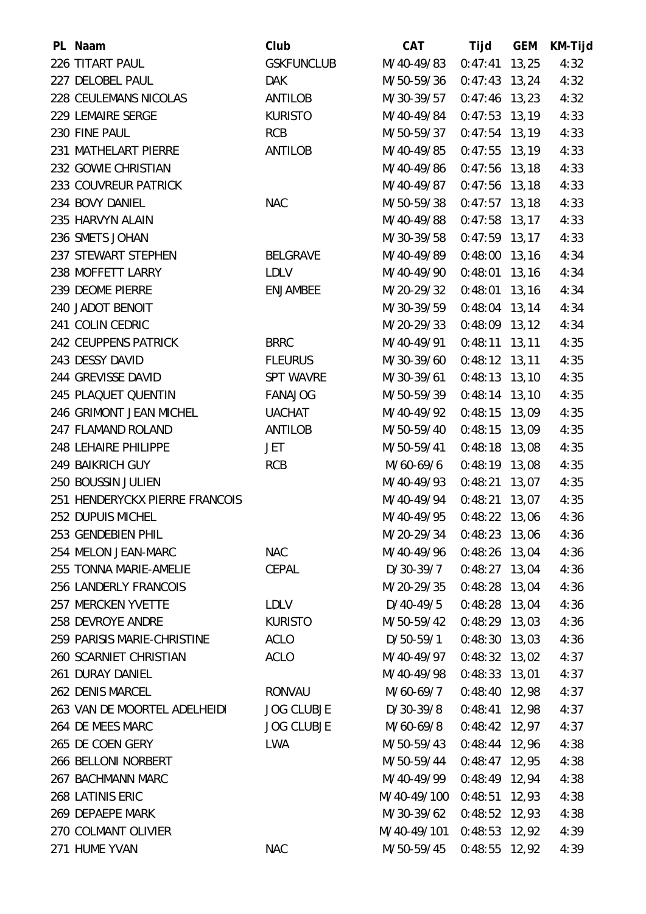| PL | Naam | Club | CAT | Tijd | GEM | KM-Tijd |
|---|---|---|---|---|---|---|
| 226 | TITART PAUL | GSKFUNCLUB | M/40-49/83 | 0:47:41 | 13,25 | 4:32 |
| 227 | DELOBEL PAUL | DAK | M/50-59/36 | 0:47:43 | 13,24 | 4:32 |
| 228 | CEULEMANS NICOLAS | ANTILOB | M/30-39/57 | 0:47:46 | 13,23 | 4:32 |
| 229 | LEMAIRE SERGE | KURISTO | M/40-49/84 | 0:47:53 | 13,19 | 4:33 |
| 230 | FINE PAUL | RCB | M/50-59/37 | 0:47:54 | 13,19 | 4:33 |
| 231 | MATHELART PIERRE | ANTILOB | M/40-49/85 | 0:47:55 | 13,19 | 4:33 |
| 232 | GOWIE CHRISTIAN | | M/40-49/86 | 0:47:56 | 13,18 | 4:33 |
| 233 | COUVREUR PATRICK | | M/40-49/87 | 0:47:56 | 13,18 | 4:33 |
| 234 | BOVY DANIEL | NAC | M/50-59/38 | 0:47:57 | 13,18 | 4:33 |
| 235 | HARVYN ALAIN | | M/40-49/88 | 0:47:58 | 13,17 | 4:33 |
| 236 | SMETS JOHAN | | M/30-39/58 | 0:47:59 | 13,17 | 4:33 |
| 237 | STEWART STEPHEN | BELGRAVE | M/40-49/89 | 0:48:00 | 13,16 | 4:34 |
| 238 | MOFFETT LARRY | LDLV | M/40-49/90 | 0:48:01 | 13,16 | 4:34 |
| 239 | DEOME PIERRE | ENJAMBEE | M/20-29/32 | 0:48:01 | 13,16 | 4:34 |
| 240 | JADOT BENOIT | | M/30-39/59 | 0:48:04 | 13,14 | 4:34 |
| 241 | COLIN CEDRIC | | M/20-29/33 | 0:48:09 | 13,12 | 4:34 |
| 242 | CEUPPENS PATRICK | BRRC | M/40-49/91 | 0:48:11 | 13,11 | 4:35 |
| 243 | DESSY DAVID | FLEURUS | M/30-39/60 | 0:48:12 | 13,11 | 4:35 |
| 244 | GREVISSE DAVID | SPT WAVRE | M/30-39/61 | 0:48:13 | 13,10 | 4:35 |
| 245 | PLAQUET QUENTIN | FANAJOG | M/50-59/39 | 0:48:14 | 13,10 | 4:35 |
| 246 | GRIMONT JEAN MICHEL | UACHAT | M/40-49/92 | 0:48:15 | 13,09 | 4:35 |
| 247 | FLAMAND ROLAND | ANTILOB | M/50-59/40 | 0:48:15 | 13,09 | 4:35 |
| 248 | LEHAIRE PHILIPPE | JET | M/50-59/41 | 0:48:18 | 13,08 | 4:35 |
| 249 | BAIKRICH GUY | RCB | M/60-69/6 | 0:48:19 | 13,08 | 4:35 |
| 250 | BOUSSIN JULIEN | | M/40-49/93 | 0:48:21 | 13,07 | 4:35 |
| 251 | HENDERYCKX PIERRE FRANCOIS | | M/40-49/94 | 0:48:21 | 13,07 | 4:35 |
| 252 | DUPUIS MICHEL | | M/40-49/95 | 0:48:22 | 13,06 | 4:36 |
| 253 | GENDEBIEN PHIL | | M/20-29/34 | 0:48:23 | 13,06 | 4:36 |
| 254 | MELON JEAN-MARC | NAC | M/40-49/96 | 0:48:26 | 13,04 | 4:36 |
| 255 | TONNA MARIE-AMELIE | CEPAL | D/30-39/7 | 0:48:27 | 13,04 | 4:36 |
| 256 | LANDERLY FRANCOIS | | M/20-29/35 | 0:48:28 | 13,04 | 4:36 |
| 257 | MERCKEN YVETTE | LDLV | D/40-49/5 | 0:48:28 | 13,04 | 4:36 |
| 258 | DEVROYE ANDRE | KURISTO | M/50-59/42 | 0:48:29 | 13,03 | 4:36 |
| 259 | PARISIS MARIE-CHRISTINE | ACLO | D/50-59/1 | 0:48:30 | 13,03 | 4:36 |
| 260 | SCARNIET CHRISTIAN | ACLO | M/40-49/97 | 0:48:32 | 13,02 | 4:37 |
| 261 | DURAY DANIEL | | M/40-49/98 | 0:48:33 | 13,01 | 4:37 |
| 262 | DENIS MARCEL | RONVAU | M/60-69/7 | 0:48:40 | 12,98 | 4:37 |
| 263 | VAN DE MOORTEL ADELHEIDI | JOG CLUBJE | D/30-39/8 | 0:48:41 | 12,98 | 4:37 |
| 264 | DE MEES MARC | JOG CLUBJE | M/60-69/8 | 0:48:42 | 12,97 | 4:37 |
| 265 | DE COEN GERY | LWA | M/50-59/43 | 0:48:44 | 12,96 | 4:38 |
| 266 | BELLONI NORBERT | | M/50-59/44 | 0:48:47 | 12,95 | 4:38 |
| 267 | BACHMANN MARC | | M/40-49/99 | 0:48:49 | 12,94 | 4:38 |
| 268 | LATINIS ERIC | | M/40-49/100 | 0:48:51 | 12,93 | 4:38 |
| 269 | DEPAEPE MARK | | M/30-39/62 | 0:48:52 | 12,93 | 4:38 |
| 270 | COLMANT OLIVIER | | M/40-49/101 | 0:48:53 | 12,92 | 4:39 |
| 271 | HUME YVAN | NAC | M/50-59/45 | 0:48:55 | 12,92 | 4:39 |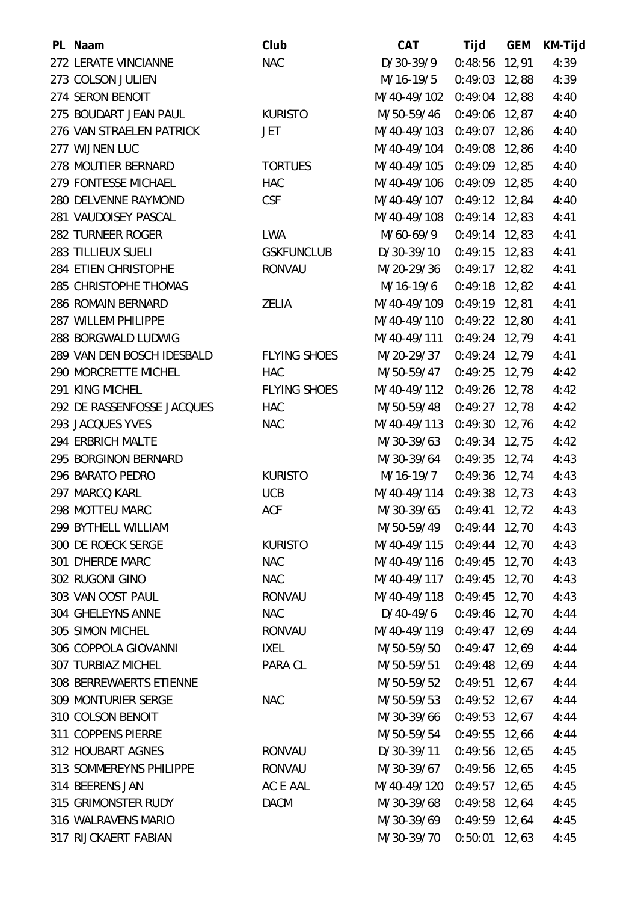| PL | Naam | Club | CAT | Tijd | GEM | KM-Tijd |
|---|---|---|---|---|---|---|
| 272 | LERATE VINCIANNE | NAC | D/30-39/9 | 0:48:56 | 12,91 | 4:39 |
| 273 | COLSON JULIEN | | M/16-19/5 | 0:49:03 | 12,88 | 4:39 |
| 274 | SERON BENOIT | | M/40-49/102 | 0:49:04 | 12,88 | 4:40 |
| 275 | BOUDART JEAN PAUL | KURISTO | M/50-59/46 | 0:49:06 | 12,87 | 4:40 |
| 276 | VAN STRAELEN PATRICK | JET | M/40-49/103 | 0:49:07 | 12,86 | 4:40 |
| 277 | WIJNEN LUC | | M/40-49/104 | 0:49:08 | 12,86 | 4:40 |
| 278 | MOUTIER BERNARD | TORTUES | M/40-49/105 | 0:49:09 | 12,85 | 4:40 |
| 279 | FONTESSE MICHAEL | HAC | M/40-49/106 | 0:49:09 | 12,85 | 4:40 |
| 280 | DELVENNE RAYMOND | CSF | M/40-49/107 | 0:49:12 | 12,84 | 4:40 |
| 281 | VAUDOISEY PASCAL | | M/40-49/108 | 0:49:14 | 12,83 | 4:41 |
| 282 | TURNEER ROGER | LWA | M/60-69/9 | 0:49:14 | 12,83 | 4:41 |
| 283 | TILLIEUX SUELI | GSKFUNCLUB | D/30-39/10 | 0:49:15 | 12,83 | 4:41 |
| 284 | ETIEN CHRISTOPHE | RONVAU | M/20-29/36 | 0:49:17 | 12,82 | 4:41 |
| 285 | CHRISTOPHE THOMAS | | M/16-19/6 | 0:49:18 | 12,82 | 4:41 |
| 286 | ROMAIN BERNARD | ZELIA | M/40-49/109 | 0:49:19 | 12,81 | 4:41 |
| 287 | WILLEM PHILIPPE | | M/40-49/110 | 0:49:22 | 12,80 | 4:41 |
| 288 | BORGWALD LUDWIG | | M/40-49/111 | 0:49:24 | 12,79 | 4:41 |
| 289 | VAN DEN BOSCH IDESBALD | FLYING SHOES | M/20-29/37 | 0:49:24 | 12,79 | 4:41 |
| 290 | MORCRETTE MICHEL | HAC | M/50-59/47 | 0:49:25 | 12,79 | 4:42 |
| 291 | KING MICHEL | FLYING SHOES | M/40-49/112 | 0:49:26 | 12,78 | 4:42 |
| 292 | DE RASSENFOSSE JACQUES | HAC | M/50-59/48 | 0:49:27 | 12,78 | 4:42 |
| 293 | JACQUES YVES | NAC | M/40-49/113 | 0:49:30 | 12,76 | 4:42 |
| 294 | ERBRICH MALTE | | M/30-39/63 | 0:49:34 | 12,75 | 4:42 |
| 295 | BORGINON BERNARD | | M/30-39/64 | 0:49:35 | 12,74 | 4:43 |
| 296 | BARATO PEDRO | KURISTO | M/16-19/7 | 0:49:36 | 12,74 | 4:43 |
| 297 | MARCQ KARL | UCB | M/40-49/114 | 0:49:38 | 12,73 | 4:43 |
| 298 | MOTTEU MARC | ACF | M/30-39/65 | 0:49:41 | 12,72 | 4:43 |
| 299 | BYTHELL WILLIAM | | M/50-59/49 | 0:49:44 | 12,70 | 4:43 |
| 300 | DE ROECK SERGE | KURISTO | M/40-49/115 | 0:49:44 | 12,70 | 4:43 |
| 301 | D'HERDE MARC | NAC | M/40-49/116 | 0:49:45 | 12,70 | 4:43 |
| 302 | RUGONI GINO | NAC | M/40-49/117 | 0:49:45 | 12,70 | 4:43 |
| 303 | VAN OOST PAUL | RONVAU | M/40-49/118 | 0:49:45 | 12,70 | 4:43 |
| 304 | GHELEYNS ANNE | NAC | D/40-49/6 | 0:49:46 | 12,70 | 4:44 |
| 305 | SIMON MICHEL | RONVAU | M/40-49/119 | 0:49:47 | 12,69 | 4:44 |
| 306 | COPPOLA GIOVANNI | IXEL | M/50-59/50 | 0:49:47 | 12,69 | 4:44 |
| 307 | TURBIAZ MICHEL | PARA CL | M/50-59/51 | 0:49:48 | 12,69 | 4:44 |
| 308 | BERREWAERTS ETIENNE | | M/50-59/52 | 0:49:51 | 12,67 | 4:44 |
| 309 | MONTURIER SERGE | NAC | M/50-59/53 | 0:49:52 | 12,67 | 4:44 |
| 310 | COLSON BENOIT | | M/30-39/66 | 0:49:53 | 12,67 | 4:44 |
| 311 | COPPENS PIERRE | | M/50-59/54 | 0:49:55 | 12,66 | 4:44 |
| 312 | HOUBART AGNES | RONVAU | D/30-39/11 | 0:49:56 | 12,65 | 4:45 |
| 313 | SOMMEREYNS PHILIPPE | RONVAU | M/30-39/67 | 0:49:56 | 12,65 | 4:45 |
| 314 | BEERENS JAN | AC E AAL | M/40-49/120 | 0:49:57 | 12,65 | 4:45 |
| 315 | GRIMONSTER RUDY | DACM | M/30-39/68 | 0:49:58 | 12,64 | 4:45 |
| 316 | WALRAVENS MARIO | | M/30-39/69 | 0:49:59 | 12,64 | 4:45 |
| 317 | RIJCKAERT FABIAN | | M/30-39/70 | 0:50:01 | 12,63 | 4:45 |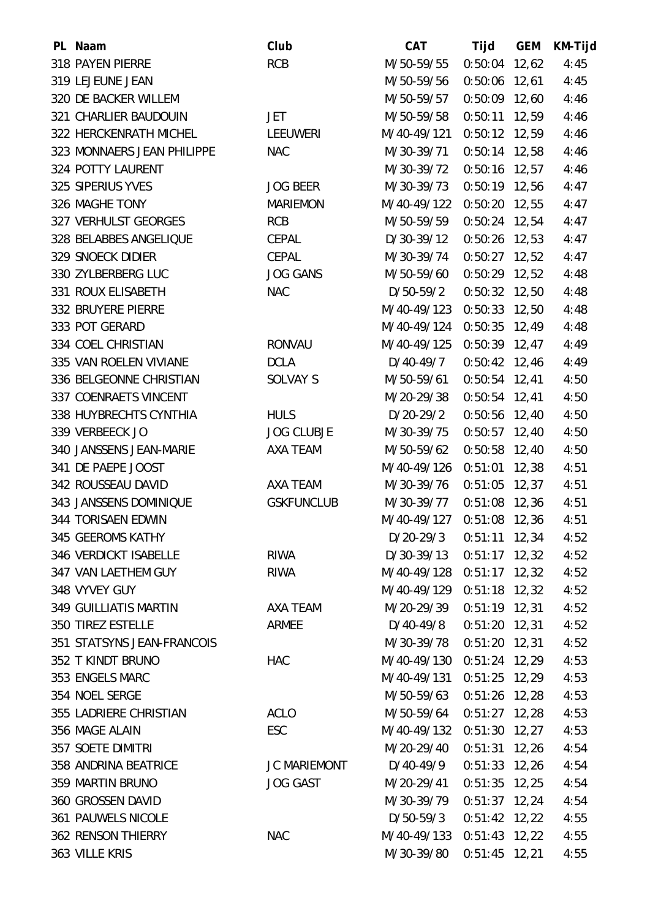| PL | Naam | Club | CAT | Tijd | GEM | KM-Tijd |
|---|---|---|---|---|---|---|
| 318 | PAYEN PIERRE | RCB | M/50-59/55 | 0:50:04 | 12,62 | 4:45 |
| 319 | LEJEUNE JEAN | | M/50-59/56 | 0:50:06 | 12,61 | 4:45 |
| 320 | DE BACKER WILLEM | | M/50-59/57 | 0:50:09 | 12,60 | 4:46 |
| 321 | CHARLIER BAUDOUIN | JET | M/50-59/58 | 0:50:11 | 12,59 | 4:46 |
| 322 | HERCKENRATH MICHEL | LEEUWERI | M/40-49/121 | 0:50:12 | 12,59 | 4:46 |
| 323 | MONNAERS JEAN PHILIPPE | NAC | M/30-39/71 | 0:50:14 | 12,58 | 4:46 |
| 324 | POTTY LAURENT | | M/30-39/72 | 0:50:16 | 12,57 | 4:46 |
| 325 | SIPERIUS YVES | JOG BEER | M/30-39/73 | 0:50:19 | 12,56 | 4:47 |
| 326 | MAGHE TONY | MARIEMON | M/40-49/122 | 0:50:20 | 12,55 | 4:47 |
| 327 | VERHULST GEORGES | RCB | M/50-59/59 | 0:50:24 | 12,54 | 4:47 |
| 328 | BELABBES ANGELIQUE | CEPAL | D/30-39/12 | 0:50:26 | 12,53 | 4:47 |
| 329 | SNOECK DIDIER | CEPAL | M/30-39/74 | 0:50:27 | 12,52 | 4:47 |
| 330 | ZYLBERBERG LUC | JOG GANS | M/50-59/60 | 0:50:29 | 12,52 | 4:48 |
| 331 | ROUX ELISABETH | NAC | D/50-59/2 | 0:50:32 | 12,50 | 4:48 |
| 332 | BRUYERE PIERRE | | M/40-49/123 | 0:50:33 | 12,50 | 4:48 |
| 333 | POT GERARD | | M/40-49/124 | 0:50:35 | 12,49 | 4:48 |
| 334 | COEL CHRISTIAN | RONVAU | M/40-49/125 | 0:50:39 | 12,47 | 4:49 |
| 335 | VAN ROELEN VIVIANE | DCLA | D/40-49/7 | 0:50:42 | 12,46 | 4:49 |
| 336 | BELGEONNE CHRISTIAN | SOLVAY S | M/50-59/61 | 0:50:54 | 12,41 | 4:50 |
| 337 | COENRAETS VINCENT | | M/20-29/38 | 0:50:54 | 12,41 | 4:50 |
| 338 | HUYBRECHTS CYNTHIA | HULS | D/20-29/2 | 0:50:56 | 12,40 | 4:50 |
| 339 | VERBEECK JO | JOG CLUBJE | M/30-39/75 | 0:50:57 | 12,40 | 4:50 |
| 340 | JANSSENS JEAN-MARIE | AXA TEAM | M/50-59/62 | 0:50:58 | 12,40 | 4:50 |
| 341 | DE PAEPE JOOST | | M/40-49/126 | 0:51:01 | 12,38 | 4:51 |
| 342 | ROUSSEAU DAVID | AXA TEAM | M/30-39/76 | 0:51:05 | 12,37 | 4:51 |
| 343 | JANSSENS DOMINIQUE | GSKFUNCLUB | M/30-39/77 | 0:51:08 | 12,36 | 4:51 |
| 344 | TORISAEN EDWIN | | M/40-49/127 | 0:51:08 | 12,36 | 4:51 |
| 345 | GEEROMS KATHY | | D/20-29/3 | 0:51:11 | 12,34 | 4:52 |
| 346 | VERDICKT ISABELLE | RIWA | D/30-39/13 | 0:51:17 | 12,32 | 4:52 |
| 347 | VAN LAETHEM GUY | RIWA | M/40-49/128 | 0:51:17 | 12,32 | 4:52 |
| 348 | VYVEY GUY | | M/40-49/129 | 0:51:18 | 12,32 | 4:52 |
| 349 | GUILLIATIS MARTIN | AXA TEAM | M/20-29/39 | 0:51:19 | 12,31 | 4:52 |
| 350 | TIREZ ESTELLE | ARMEE | D/40-49/8 | 0:51:20 | 12,31 | 4:52 |
| 351 | STATSYNS JEAN-FRANCOIS | | M/30-39/78 | 0:51:20 | 12,31 | 4:52 |
| 352 | T KINDT BRUNO | HAC | M/40-49/130 | 0:51:24 | 12,29 | 4:53 |
| 353 | ENGELS MARC | | M/40-49/131 | 0:51:25 | 12,29 | 4:53 |
| 354 | NOEL SERGE | | M/50-59/63 | 0:51:26 | 12,28 | 4:53 |
| 355 | LADRIERE CHRISTIAN | ACLO | M/50-59/64 | 0:51:27 | 12,28 | 4:53 |
| 356 | MAGE ALAIN | ESC | M/40-49/132 | 0:51:30 | 12,27 | 4:53 |
| 357 | SOETE DIMITRI | | M/20-29/40 | 0:51:31 | 12,26 | 4:54 |
| 358 | ANDRINA BEATRICE | JC MARIEMONT | D/40-49/9 | 0:51:33 | 12,26 | 4:54 |
| 359 | MARTIN BRUNO | JOG GAST | M/20-29/41 | 0:51:35 | 12,25 | 4:54 |
| 360 | GROSSEN DAVID | | M/30-39/79 | 0:51:37 | 12,24 | 4:54 |
| 361 | PAUWELS NICOLE | | D/50-59/3 | 0:51:42 | 12,22 | 4:55 |
| 362 | RENSON THIERRY | NAC | M/40-49/133 | 0:51:43 | 12,22 | 4:55 |
| 363 | VILLE KRIS | | M/30-39/80 | 0:51:45 | 12,21 | 4:55 |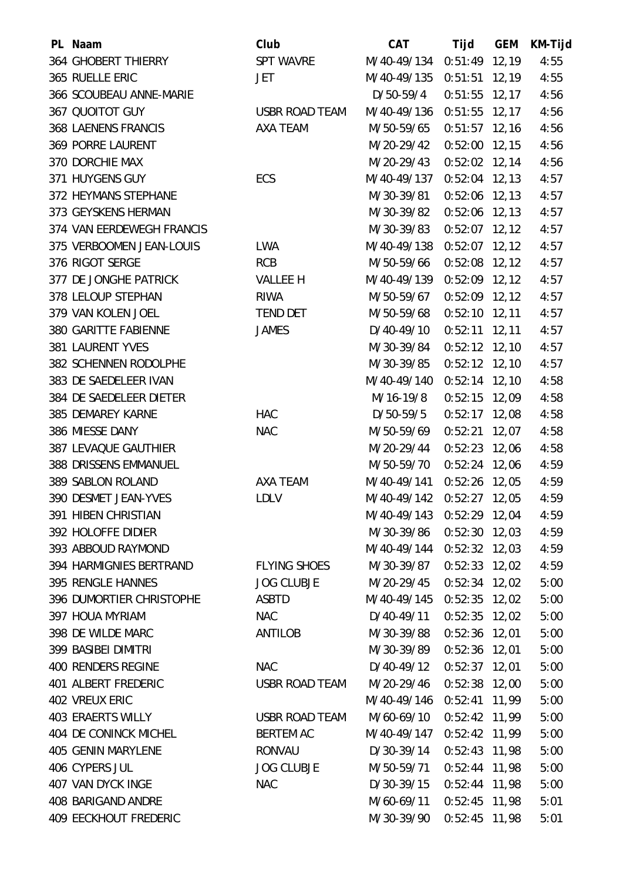| PL | Naam | Club | CAT | Tijd | GEM | KM-Tijd |
|---|---|---|---|---|---|---|
| 364 | GHOBERT THIERRY | SPT WAVRE | M/40-49/134 | 0:51:49 | 12,19 | 4:55 |
| 365 | RUELLE ERIC | JET | M/40-49/135 | 0:51:51 | 12,19 | 4:55 |
| 366 | SCOUBEAU ANNE-MARIE | | D/50-59/4 | 0:51:55 | 12,17 | 4:56 |
| 367 | QUOITOT GUY | USBR ROAD TEAM | M/40-49/136 | 0:51:55 | 12,17 | 4:56 |
| 368 | LAENENS FRANCIS | AXA TEAM | M/50-59/65 | 0:51:57 | 12,16 | 4:56 |
| 369 | PORRE LAURENT | | M/20-29/42 | 0:52:00 | 12,15 | 4:56 |
| 370 | DORCHIE MAX | | M/20-29/43 | 0:52:02 | 12,14 | 4:56 |
| 371 | HUYGENS GUY | ECS | M/40-49/137 | 0:52:04 | 12,13 | 4:57 |
| 372 | HEYMANS STEPHANE | | M/30-39/81 | 0:52:06 | 12,13 | 4:57 |
| 373 | GEYSKENS HERMAN | | M/30-39/82 | 0:52:06 | 12,13 | 4:57 |
| 374 | VAN EERDEWEGH FRANCIS | | M/30-39/83 | 0:52:07 | 12,12 | 4:57 |
| 375 | VERBOOMEN JEAN-LOUIS | LWA | M/40-49/138 | 0:52:07 | 12,12 | 4:57 |
| 376 | RIGOT SERGE | RCB | M/50-59/66 | 0:52:08 | 12,12 | 4:57 |
| 377 | DE JONGHE PATRICK | VALLEE H | M/40-49/139 | 0:52:09 | 12,12 | 4:57 |
| 378 | LELOUP STEPHAN | RIWA | M/50-59/67 | 0:52:09 | 12,12 | 4:57 |
| 379 | VAN KOLEN JOEL | TEND DET | M/50-59/68 | 0:52:10 | 12,11 | 4:57 |
| 380 | GARITTE FABIENNE | JAMES | D/40-49/10 | 0:52:11 | 12,11 | 4:57 |
| 381 | LAURENT YVES | | M/30-39/84 | 0:52:12 | 12,10 | 4:57 |
| 382 | SCHENNEN RODOLPHE | | M/30-39/85 | 0:52:12 | 12,10 | 4:57 |
| 383 | DE SAEDELEER IVAN | | M/40-49/140 | 0:52:14 | 12,10 | 4:58 |
| 384 | DE SAEDELEER DIETER | | M/16-19/8 | 0:52:15 | 12,09 | 4:58 |
| 385 | DEMAREY KARNE | HAC | D/50-59/5 | 0:52:17 | 12,08 | 4:58 |
| 386 | MIESSE DANY | NAC | M/50-59/69 | 0:52:21 | 12,07 | 4:58 |
| 387 | LEVAQUE GAUTHIER | | M/20-29/44 | 0:52:23 | 12,06 | 4:58 |
| 388 | DRISSENS EMMANUEL | | M/50-59/70 | 0:52:24 | 12,06 | 4:59 |
| 389 | SABLON ROLAND | AXA TEAM | M/40-49/141 | 0:52:26 | 12,05 | 4:59 |
| 390 | DESMET JEAN-YVES | LDLV | M/40-49/142 | 0:52:27 | 12,05 | 4:59 |
| 391 | HIBEN CHRISTIAN | | M/40-49/143 | 0:52:29 | 12,04 | 4:59 |
| 392 | HOLOFFE DIDIER | | M/30-39/86 | 0:52:30 | 12,03 | 4:59 |
| 393 | ABBOUD RAYMOND | | M/40-49/144 | 0:52:32 | 12,03 | 4:59 |
| 394 | HARMIGNIES BERTRAND | FLYING SHOES | M/30-39/87 | 0:52:33 | 12,02 | 4:59 |
| 395 | RENGLE HANNES | JOG CLUBJE | M/20-29/45 | 0:52:34 | 12,02 | 5:00 |
| 396 | DUMORTIER CHRISTOPHE | ASBTD | M/40-49/145 | 0:52:35 | 12,02 | 5:00 |
| 397 | HOUA MYRIAM | NAC | D/40-49/11 | 0:52:35 | 12,02 | 5:00 |
| 398 | DE WILDE MARC | ANTILOB | M/30-39/88 | 0:52:36 | 12,01 | 5:00 |
| 399 | BASIBEI DIMITRI | | M/30-39/89 | 0:52:36 | 12,01 | 5:00 |
| 400 | RENDERS REGINE | NAC | D/40-49/12 | 0:52:37 | 12,01 | 5:00 |
| 401 | ALBERT FREDERIC | USBR ROAD TEAM | M/20-29/46 | 0:52:38 | 12,00 | 5:00 |
| 402 | VREUX ERIC | | M/40-49/146 | 0:52:41 | 11,99 | 5:00 |
| 403 | ERAERTS WILLY | USBR ROAD TEAM | M/60-69/10 | 0:52:42 | 11,99 | 5:00 |
| 404 | DE CONINCK MICHEL | BERTEM AC | M/40-49/147 | 0:52:42 | 11,99 | 5:00 |
| 405 | GENIN MARYLENE | RONVAU | D/30-39/14 | 0:52:43 | 11,98 | 5:00 |
| 406 | CYPERS JUL | JOG CLUBJE | M/50-59/71 | 0:52:44 | 11,98 | 5:00 |
| 407 | VAN DYCK INGE | NAC | D/30-39/15 | 0:52:44 | 11,98 | 5:00 |
| 408 | BARIGAND ANDRE | | M/60-69/11 | 0:52:45 | 11,98 | 5:01 |
| 409 | EECKHOUT FREDERIC | | M/30-39/90 | 0:52:45 | 11,98 | 5:01 |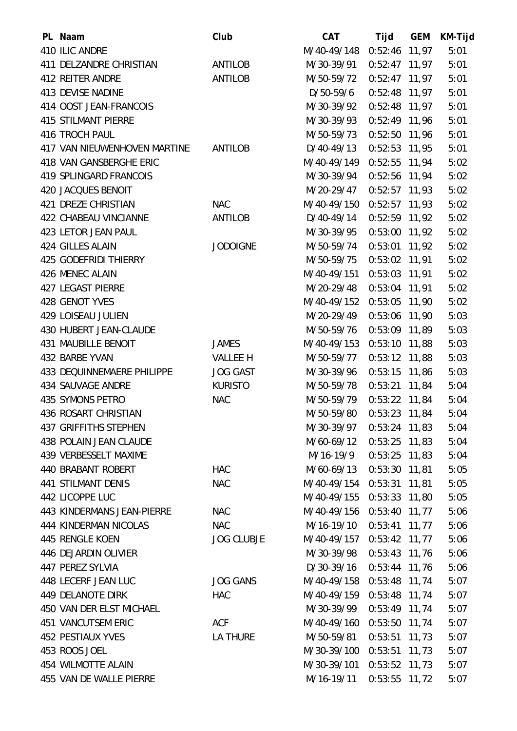| PL | Naam | Club | CAT | Tijd | GEM | KM-Tijd |
|---|---|---|---|---|---|---|
| 410 | ILIC ANDRE | | M/40-49/148 | 0:52:46 | 11,97 | 5:01 |
| 411 | DELZANDRE CHRISTIAN | ANTILOB | M/30-39/91 | 0:52:47 | 11,97 | 5:01 |
| 412 | REITER ANDRE | ANTILOB | M/50-59/72 | 0:52:47 | 11,97 | 5:01 |
| 413 | DEVISE NADINE | | D/50-59/6 | 0:52:48 | 11,97 | 5:01 |
| 414 | OOST JEAN-FRANCOIS | | M/30-39/92 | 0:52:48 | 11,97 | 5:01 |
| 415 | STILMANT PIERRE | | M/30-39/93 | 0:52:49 | 11,96 | 5:01 |
| 416 | TROCH PAUL | | M/50-59/73 | 0:52:50 | 11,96 | 5:01 |
| 417 | VAN NIEUWENHOVEN MARTINE | ANTILOB | D/40-49/13 | 0:52:53 | 11,95 | 5:01 |
| 418 | VAN GANSBERGHE ERIC | | M/40-49/149 | 0:52:55 | 11,94 | 5:02 |
| 419 | SPLINGARD FRANCOIS | | M/30-39/94 | 0:52:56 | 11,94 | 5:02 |
| 420 | JACQUES BENOIT | | M/20-29/47 | 0:52:57 | 11,93 | 5:02 |
| 421 | DREZE CHRISTIAN | NAC | M/40-49/150 | 0:52:57 | 11,93 | 5:02 |
| 422 | CHABEAU VINCIANNE | ANTILOB | D/40-49/14 | 0:52:59 | 11,92 | 5:02 |
| 423 | LETOR JEAN PAUL | | M/30-39/95 | 0:53:00 | 11,92 | 5:02 |
| 424 | GILLES ALAIN | JODOIGNE | M/50-59/74 | 0:53:01 | 11,92 | 5:02 |
| 425 | GODEFRIDI THIERRY | | M/50-59/75 | 0:53:02 | 11,91 | 5:02 |
| 426 | MENEC ALAIN | | M/40-49/151 | 0:53:03 | 11,91 | 5:02 |
| 427 | LEGAST PIERRE | | M/20-29/48 | 0:53:04 | 11,91 | 5:02 |
| 428 | GENOT YVES | | M/40-49/152 | 0:53:05 | 11,90 | 5:02 |
| 429 | LOISEAU JULIEN | | M/20-29/49 | 0:53:06 | 11,90 | 5:03 |
| 430 | HUBERT JEAN-CLAUDE | | M/50-59/76 | 0:53:09 | 11,89 | 5:03 |
| 431 | MAUBILLE BENOIT | JAMES | M/40-49/153 | 0:53:10 | 11,88 | 5:03 |
| 432 | BARBE YVAN | VALLEE H | M/50-59/77 | 0:53:12 | 11,88 | 5:03 |
| 433 | DEQUINNEMAERE PHILIPPE | JOG GAST | M/30-39/96 | 0:53:15 | 11,86 | 5:03 |
| 434 | SAUVAGE ANDRE | KURISTO | M/50-59/78 | 0:53:21 | 11,84 | 5:04 |
| 435 | SYMONS PETRO | NAC | M/50-59/79 | 0:53:22 | 11,84 | 5:04 |
| 436 | ROSART CHRISTIAN | | M/50-59/80 | 0:53:23 | 11,84 | 5:04 |
| 437 | GRIFFITHS STEPHEN | | M/30-39/97 | 0:53:24 | 11,83 | 5:04 |
| 438 | POLAIN JEAN CLAUDE | | M/60-69/12 | 0:53:25 | 11,83 | 5:04 |
| 439 | VERBESSELT MAXIME | | M/16-19/9 | 0:53:25 | 11,83 | 5:04 |
| 440 | BRABANT ROBERT | HAC | M/60-69/13 | 0:53:30 | 11,81 | 5:05 |
| 441 | STILMANT DENIS | NAC | M/40-49/154 | 0:53:31 | 11,81 | 5:05 |
| 442 | LICOPPE LUC | | M/40-49/155 | 0:53:33 | 11,80 | 5:05 |
| 443 | KINDERMANS JEAN-PIERRE | NAC | M/40-49/156 | 0:53:40 | 11,77 | 5:06 |
| 444 | KINDERMAN NICOLAS | NAC | M/16-19/10 | 0:53:41 | 11,77 | 5:06 |
| 445 | RENGLE KOEN | JOG CLUBJE | M/40-49/157 | 0:53:42 | 11,77 | 5:06 |
| 446 | DEJARDIN OLIVIER | | M/30-39/98 | 0:53:43 | 11,76 | 5:06 |
| 447 | PEREZ SYLVIA | | D/30-39/16 | 0:53:44 | 11,76 | 5:06 |
| 448 | LECERF JEAN LUC | JOG GANS | M/40-49/158 | 0:53:48 | 11,74 | 5:07 |
| 449 | DELANOTE DIRK | HAC | M/40-49/159 | 0:53:48 | 11,74 | 5:07 |
| 450 | VAN DER ELST MICHAEL | | M/30-39/99 | 0:53:49 | 11,74 | 5:07 |
| 451 | VANCUTSEM ERIC | ACF | M/40-49/160 | 0:53:50 | 11,74 | 5:07 |
| 452 | PESTIAUX YVES | LA THURE | M/50-59/81 | 0:53:51 | 11,73 | 5:07 |
| 453 | ROOS JOEL | | M/30-39/100 | 0:53:51 | 11,73 | 5:07 |
| 454 | WILMOTTE ALAIN | | M/30-39/101 | 0:53:52 | 11,73 | 5:07 |
| 455 | VAN DE WALLE PIERRE | | M/16-19/11 | 0:53:55 | 11,72 | 5:07 |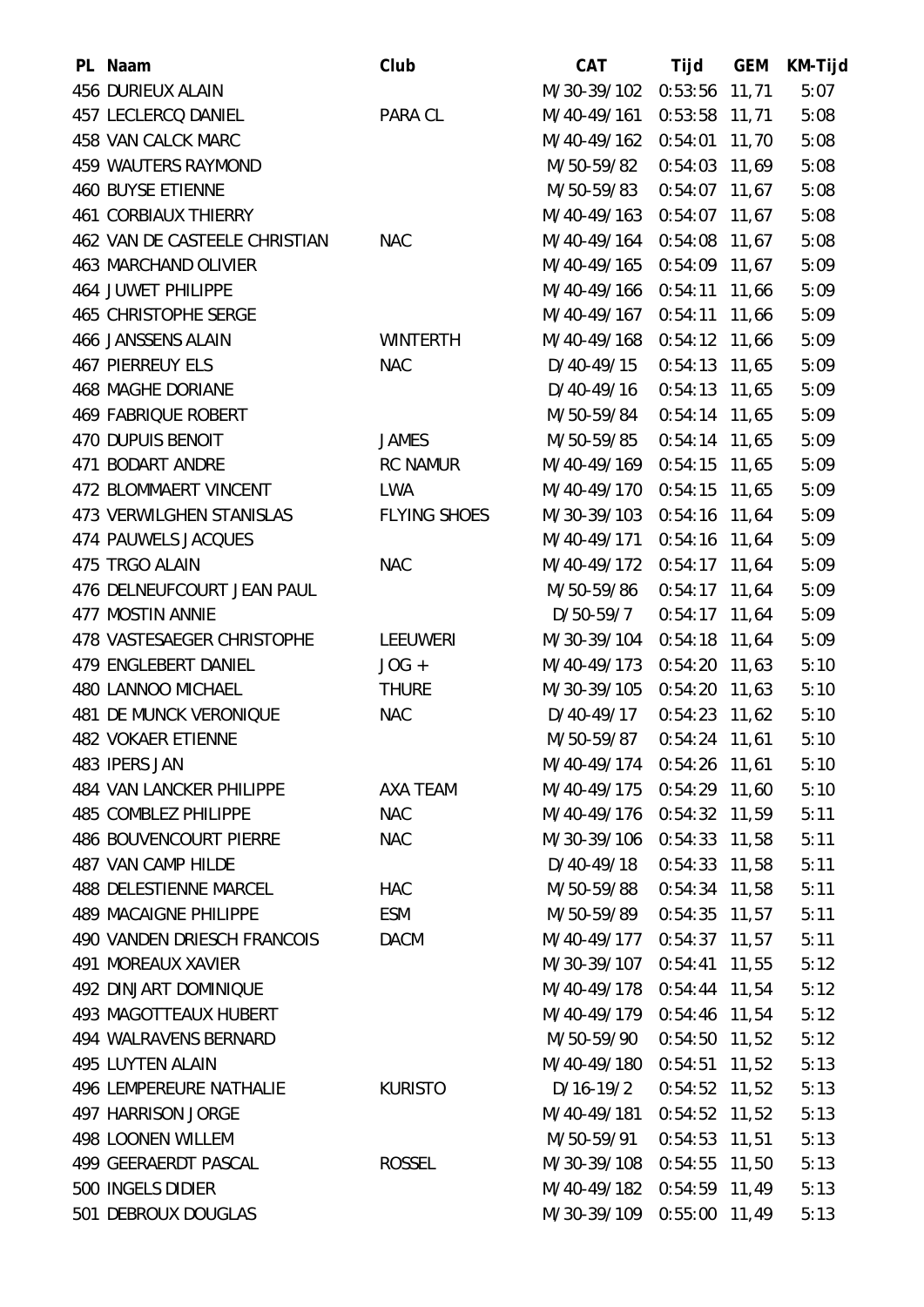| PL | Naam | Club | CAT | Tijd | GEM | KM-Tijd |
|---|---|---|---|---|---|---|
| 456 | DURIEUX ALAIN | | M/30-39/102 | 0:53:56 | 11,71 | 5:07 |
| 457 | LECLERCQ DANIEL | PARA CL | M/40-49/161 | 0:53:58 | 11,71 | 5:08 |
| 458 | VAN CALCK MARC | | M/40-49/162 | 0:54:01 | 11,70 | 5:08 |
| 459 | WAUTERS RAYMOND | | M/50-59/82 | 0:54:03 | 11,69 | 5:08 |
| 460 | BUYSE ETIENNE | | M/50-59/83 | 0:54:07 | 11,67 | 5:08 |
| 461 | CORBIAUX THIERRY | | M/40-49/163 | 0:54:07 | 11,67 | 5:08 |
| 462 | VAN DE CASTEELE CHRISTIAN | NAC | M/40-49/164 | 0:54:08 | 11,67 | 5:08 |
| 463 | MARCHAND OLIVIER | | M/40-49/165 | 0:54:09 | 11,67 | 5:09 |
| 464 | JUWET PHILIPPE | | M/40-49/166 | 0:54:11 | 11,66 | 5:09 |
| 465 | CHRISTOPHE SERGE | | M/40-49/167 | 0:54:11 | 11,66 | 5:09 |
| 466 | JANSSENS ALAIN | WINTERTH | M/40-49/168 | 0:54:12 | 11,66 | 5:09 |
| 467 | PIERREUY ELS | NAC | D/40-49/15 | 0:54:13 | 11,65 | 5:09 |
| 468 | MAGHE DORIANE | | D/40-49/16 | 0:54:13 | 11,65 | 5:09 |
| 469 | FABRIQUE ROBERT | | M/50-59/84 | 0:54:14 | 11,65 | 5:09 |
| 470 | DUPUIS BENOIT | JAMES | M/50-59/85 | 0:54:14 | 11,65 | 5:09 |
| 471 | BODART ANDRE | RC NAMUR | M/40-49/169 | 0:54:15 | 11,65 | 5:09 |
| 472 | BLOMMAERT VINCENT | LWA | M/40-49/170 | 0:54:15 | 11,65 | 5:09 |
| 473 | VERWILGHEN STANISLAS | FLYING SHOES | M/30-39/103 | 0:54:16 | 11,64 | 5:09 |
| 474 | PAUWELS JACQUES | | M/40-49/171 | 0:54:16 | 11,64 | 5:09 |
| 475 | TRGO ALAIN | NAC | M/40-49/172 | 0:54:17 | 11,64 | 5:09 |
| 476 | DELNEUFCOURT JEAN PAUL | | M/50-59/86 | 0:54:17 | 11,64 | 5:09 |
| 477 | MOSTIN ANNIE | | D/50-59/7 | 0:54:17 | 11,64 | 5:09 |
| 478 | VASTESAEGER CHRISTOPHE | LEEUWERI | M/30-39/104 | 0:54:18 | 11,64 | 5:09 |
| 479 | ENGLEBERT DANIEL | JOG + | M/40-49/173 | 0:54:20 | 11,63 | 5:10 |
| 480 | LANNOO MICHAEL | THURE | M/30-39/105 | 0:54:20 | 11,63 | 5:10 |
| 481 | DE MUNCK VERONIQUE | NAC | D/40-49/17 | 0:54:23 | 11,62 | 5:10 |
| 482 | VOKAER ETIENNE | | M/50-59/87 | 0:54:24 | 11,61 | 5:10 |
| 483 | IPERS JAN | | M/40-49/174 | 0:54:26 | 11,61 | 5:10 |
| 484 | VAN LANCKER PHILIPPE | AXA TEAM | M/40-49/175 | 0:54:29 | 11,60 | 5:10 |
| 485 | COMBLEZ PHILIPPE | NAC | M/40-49/176 | 0:54:32 | 11,59 | 5:11 |
| 486 | BOUVENCOURT PIERRE | NAC | M/30-39/106 | 0:54:33 | 11,58 | 5:11 |
| 487 | VAN CAMP HILDE | | D/40-49/18 | 0:54:33 | 11,58 | 5:11 |
| 488 | DELESTIENNE MARCEL | HAC | M/50-59/88 | 0:54:34 | 11,58 | 5:11 |
| 489 | MACAIGNE PHILIPPE | ESM | M/50-59/89 | 0:54:35 | 11,57 | 5:11 |
| 490 | VANDEN DRIESCH FRANCOIS | DACM | M/40-49/177 | 0:54:37 | 11,57 | 5:11 |
| 491 | MOREAUX XAVIER | | M/30-39/107 | 0:54:41 | 11,55 | 5:12 |
| 492 | DINJART DOMINIQUE | | M/40-49/178 | 0:54:44 | 11,54 | 5:12 |
| 493 | MAGOTTEAUX HUBERT | | M/40-49/179 | 0:54:46 | 11,54 | 5:12 |
| 494 | WALRAVENS BERNARD | | M/50-59/90 | 0:54:50 | 11,52 | 5:12 |
| 495 | LUYTEN ALAIN | | M/40-49/180 | 0:54:51 | 11,52 | 5:13 |
| 496 | LEMPEREURE NATHALIE | KURISTO | D/16-19/2 | 0:54:52 | 11,52 | 5:13 |
| 497 | HARRISON JORGE | | M/40-49/181 | 0:54:52 | 11,52 | 5:13 |
| 498 | LOONEN WILLEM | | M/50-59/91 | 0:54:53 | 11,51 | 5:13 |
| 499 | GEERAERDT PASCAL | ROSSEL | M/30-39/108 | 0:54:55 | 11,50 | 5:13 |
| 500 | INGELS DIDIER | | M/40-49/182 | 0:54:59 | 11,49 | 5:13 |
| 501 | DEBROUX DOUGLAS | | M/30-39/109 | 0:55:00 | 11,49 | 5:13 |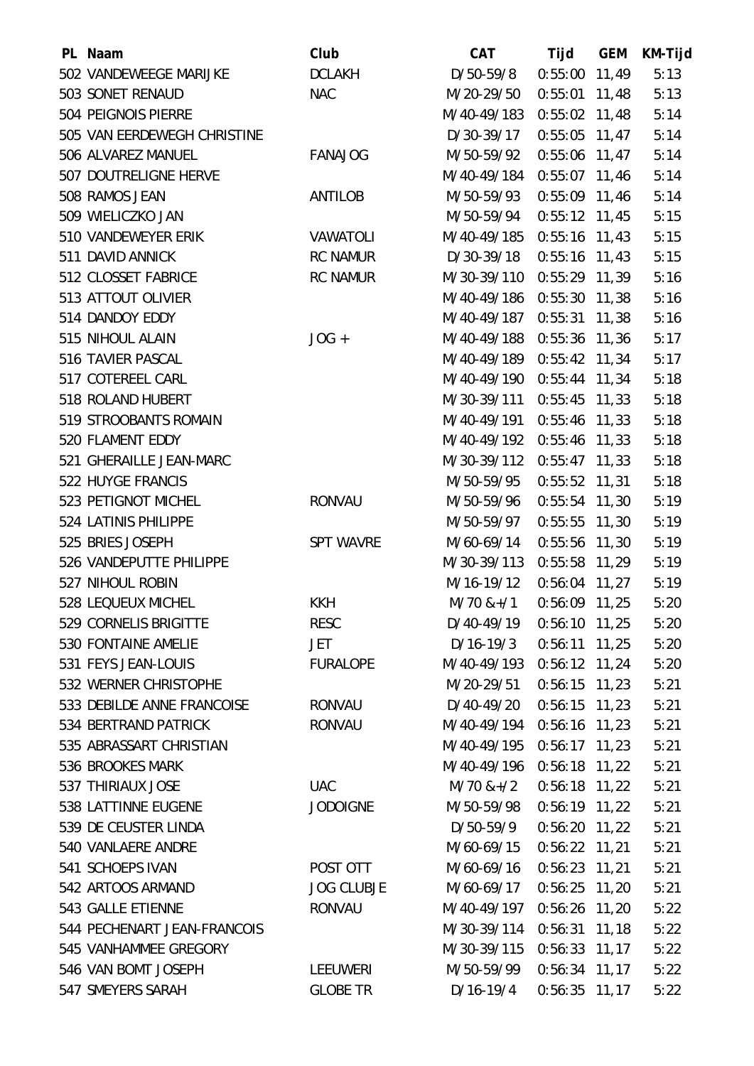| PL | Naam | Club | CAT | Tijd | GEM | KM-Tijd |
|---|---|---|---|---|---|---|
| 502 | VANDEWEEGE MARIJKE | DCLAKH | D/50-59/8 | 0:55:00 | 11,49 | 5:13 |
| 503 | SONET RENAUD | NAC | M/20-29/50 | 0:55:01 | 11,48 | 5:13 |
| 504 | PEIGNOIS PIERRE | | M/40-49/183 | 0:55:02 | 11,48 | 5:14 |
| 505 | VAN EERDEWEGH CHRISTINE | | D/30-39/17 | 0:55:05 | 11,47 | 5:14 |
| 506 | ALVAREZ MANUEL | FANAJOG | M/50-59/92 | 0:55:06 | 11,47 | 5:14 |
| 507 | DOUTRELIGNE HERVE | | M/40-49/184 | 0:55:07 | 11,46 | 5:14 |
| 508 | RAMOS JEAN | ANTILOB | M/50-59/93 | 0:55:09 | 11,46 | 5:14 |
| 509 | WIELICZKO JAN | | M/50-59/94 | 0:55:12 | 11,45 | 5:15 |
| 510 | VANDEWEYER ERIK | VAWATOLI | M/40-49/185 | 0:55:16 | 11,43 | 5:15 |
| 511 | DAVID ANNICK | RC NAMUR | D/30-39/18 | 0:55:16 | 11,43 | 5:15 |
| 512 | CLOSSET FABRICE | RC NAMUR | M/30-39/110 | 0:55:29 | 11,39 | 5:16 |
| 513 | ATTOUT OLIVIER | | M/40-49/186 | 0:55:30 | 11,38 | 5:16 |
| 514 | DANDOY EDDY | | M/40-49/187 | 0:55:31 | 11,38 | 5:16 |
| 515 | NIHOUL ALAIN | JOG + | M/40-49/188 | 0:55:36 | 11,36 | 5:17 |
| 516 | TAVIER PASCAL | | M/40-49/189 | 0:55:42 | 11,34 | 5:17 |
| 517 | COTEREEL CARL | | M/40-49/190 | 0:55:44 | 11,34 | 5:18 |
| 518 | ROLAND HUBERT | | M/30-39/111 | 0:55:45 | 11,33 | 5:18 |
| 519 | STROOBANTS ROMAIN | | M/40-49/191 | 0:55:46 | 11,33 | 5:18 |
| 520 | FLAMENT EDDY | | M/40-49/192 | 0:55:46 | 11,33 | 5:18 |
| 521 | GHERAILLE JEAN-MARC | | M/30-39/112 | 0:55:47 | 11,33 | 5:18 |
| 522 | HUYGE FRANCIS | | M/50-59/95 | 0:55:52 | 11,31 | 5:18 |
| 523 | PETIGNOT MICHEL | RONVAU | M/50-59/96 | 0:55:54 | 11,30 | 5:19 |
| 524 | LATINIS PHILIPPE | | M/50-59/97 | 0:55:55 | 11,30 | 5:19 |
| 525 | BRIES JOSEPH | SPT WAVRE | M/60-69/14 | 0:55:56 | 11,30 | 5:19 |
| 526 | VANDEPUTTE PHILIPPE | | M/30-39/113 | 0:55:58 | 11,29 | 5:19 |
| 527 | NIHOUL ROBIN | | M/16-19/12 | 0:56:04 | 11,27 | 5:19 |
| 528 | LEQUEUX MICHEL | KKH | M/70 &+/1 | 0:56:09 | 11,25 | 5:20 |
| 529 | CORNELIS BRIGITTE | RESC | D/40-49/19 | 0:56:10 | 11,25 | 5:20 |
| 530 | FONTAINE AMELIE | JET | D/16-19/3 | 0:56:11 | 11,25 | 5:20 |
| 531 | FEYS JEAN-LOUIS | FURALOPE | M/40-49/193 | 0:56:12 | 11,24 | 5:20 |
| 532 | WERNER CHRISTOPHE | | M/20-29/51 | 0:56:15 | 11,23 | 5:21 |
| 533 | DEBILDE ANNE FRANCOISE | RONVAU | D/40-49/20 | 0:56:15 | 11,23 | 5:21 |
| 534 | BERTRAND PATRICK | RONVAU | M/40-49/194 | 0:56:16 | 11,23 | 5:21 |
| 535 | ABRASSART CHRISTIAN | | M/40-49/195 | 0:56:17 | 11,23 | 5:21 |
| 536 | BROOKES MARK | | M/40-49/196 | 0:56:18 | 11,22 | 5:21 |
| 537 | THIRIAUX JOSE | UAC | M/70 &+/2 | 0:56:18 | 11,22 | 5:21 |
| 538 | LATTINNE EUGENE | JODOIGNE | M/50-59/98 | 0:56:19 | 11,22 | 5:21 |
| 539 | DE CEUSTER LINDA | | D/50-59/9 | 0:56:20 | 11,22 | 5:21 |
| 540 | VANLAERE ANDRE | | M/60-69/15 | 0:56:22 | 11,21 | 5:21 |
| 541 | SCHOEPS IVAN | POST OTT | M/60-69/16 | 0:56:23 | 11,21 | 5:21 |
| 542 | ARTOOS ARMAND | JOG CLUBJE | M/60-69/17 | 0:56:25 | 11,20 | 5:21 |
| 543 | GALLE ETIENNE | RONVAU | M/40-49/197 | 0:56:26 | 11,20 | 5:22 |
| 544 | PECHENART JEAN-FRANCOIS | | M/30-39/114 | 0:56:31 | 11,18 | 5:22 |
| 545 | VANHAMMEE GREGORY | | M/30-39/115 | 0:56:33 | 11,17 | 5:22 |
| 546 | VAN BOMT JOSEPH | LEEUWERI | M/50-59/99 | 0:56:34 | 11,17 | 5:22 |
| 547 | SMEYERS SARAH | GLOBE TR | D/16-19/4 | 0:56:35 | 11,17 | 5:22 |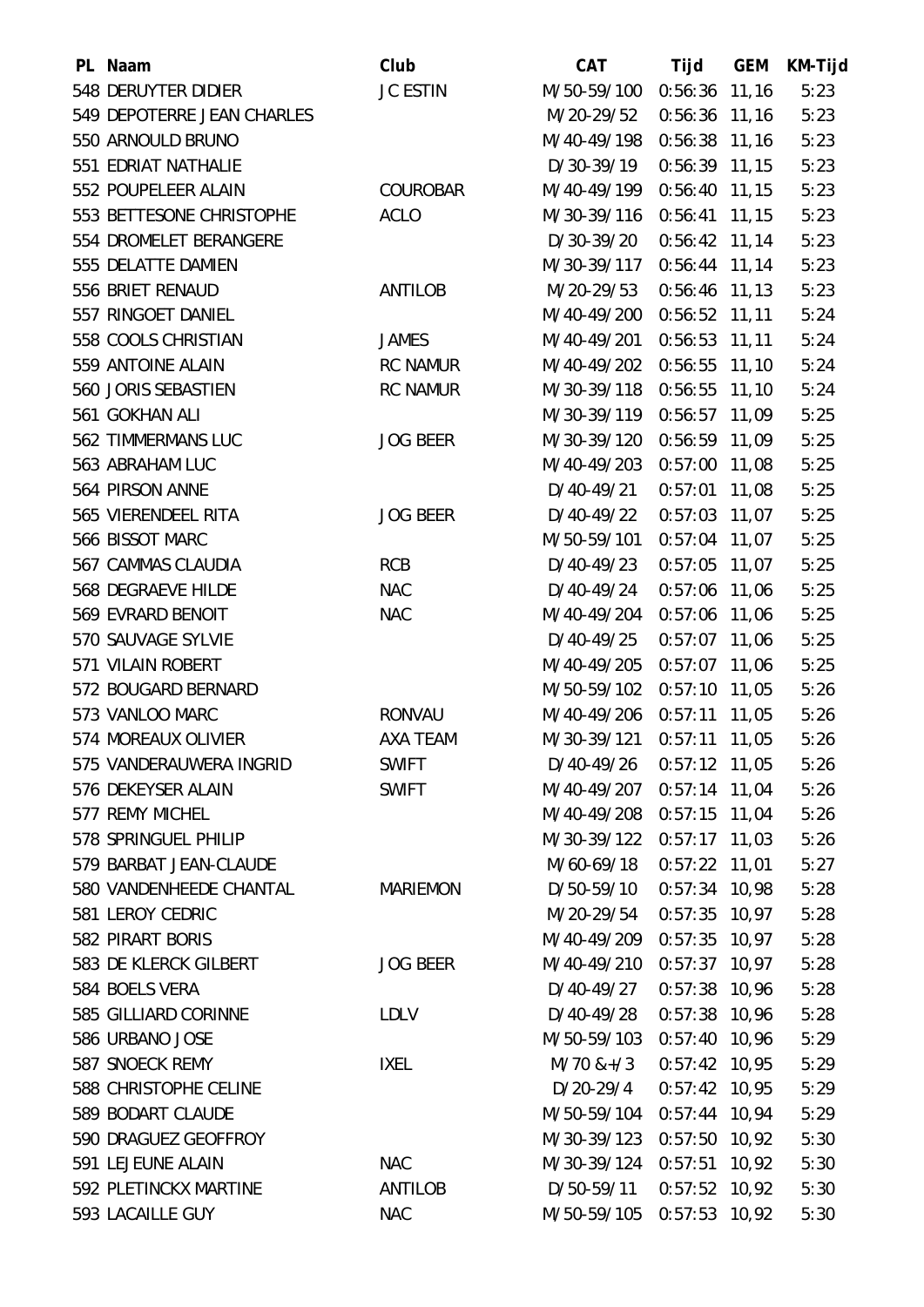| PL | Naam | Club | CAT | Tijd | GEM | KM-Tijd |
|---|---|---|---|---|---|---|
| 548 | DERUYTER DIDIER | JC ESTIN | M/50-59/100 | 0:56:36 | 11,16 | 5:23 |
| 549 | DEPOTERRE JEAN CHARLES | | M/20-29/52 | 0:56:36 | 11,16 | 5:23 |
| 550 | ARNOULD BRUNO | | M/40-49/198 | 0:56:38 | 11,16 | 5:23 |
| 551 | EDRIAT NATHALIE | | D/30-39/19 | 0:56:39 | 11,15 | 5:23 |
| 552 | POUPELEER ALAIN | COUROBAR | M/40-49/199 | 0:56:40 | 11,15 | 5:23 |
| 553 | BETTESONE CHRISTOPHE | ACLO | M/30-39/116 | 0:56:41 | 11,15 | 5:23 |
| 554 | DROMELET BERANGERE | | D/30-39/20 | 0:56:42 | 11,14 | 5:23 |
| 555 | DELATTE DAMIEN | | M/30-39/117 | 0:56:44 | 11,14 | 5:23 |
| 556 | BRIET RENAUD | ANTILOB | M/20-29/53 | 0:56:46 | 11,13 | 5:23 |
| 557 | RINGOET DANIEL | | M/40-49/200 | 0:56:52 | 11,11 | 5:24 |
| 558 | COOLS CHRISTIAN | JAMES | M/40-49/201 | 0:56:53 | 11,11 | 5:24 |
| 559 | ANTOINE ALAIN | RC NAMUR | M/40-49/202 | 0:56:55 | 11,10 | 5:24 |
| 560 | JORIS SEBASTIEN | RC NAMUR | M/30-39/118 | 0:56:55 | 11,10 | 5:24 |
| 561 | GOKHAN ALI | | M/30-39/119 | 0:56:57 | 11,09 | 5:25 |
| 562 | TIMMERMANS LUC | JOG BEER | M/30-39/120 | 0:56:59 | 11,09 | 5:25 |
| 563 | ABRAHAM LUC | | M/40-49/203 | 0:57:00 | 11,08 | 5:25 |
| 564 | PIRSON ANNE | | D/40-49/21 | 0:57:01 | 11,08 | 5:25 |
| 565 | VIERENDEEL RITA | JOG BEER | D/40-49/22 | 0:57:03 | 11,07 | 5:25 |
| 566 | BISSOT MARC | | M/50-59/101 | 0:57:04 | 11,07 | 5:25 |
| 567 | CAMMAS CLAUDIA | RCB | D/40-49/23 | 0:57:05 | 11,07 | 5:25 |
| 568 | DEGRAEVE HILDE | NAC | D/40-49/24 | 0:57:06 | 11,06 | 5:25 |
| 569 | EVRARD BENOIT | NAC | M/40-49/204 | 0:57:06 | 11,06 | 5:25 |
| 570 | SAUVAGE SYLVIE | | D/40-49/25 | 0:57:07 | 11,06 | 5:25 |
| 571 | VILAIN ROBERT | | M/40-49/205 | 0:57:07 | 11,06 | 5:25 |
| 572 | BOUGARD BERNARD | | M/50-59/102 | 0:57:10 | 11,05 | 5:26 |
| 573 | VANLOO MARC | RONVAU | M/40-49/206 | 0:57:11 | 11,05 | 5:26 |
| 574 | MOREAUX OLIVIER | AXA TEAM | M/30-39/121 | 0:57:11 | 11,05 | 5:26 |
| 575 | VANDERAUWERA INGRID | SWIFT | D/40-49/26 | 0:57:12 | 11,05 | 5:26 |
| 576 | DEKEYSER ALAIN | SWIFT | M/40-49/207 | 0:57:14 | 11,04 | 5:26 |
| 577 | REMY MICHEL | | M/40-49/208 | 0:57:15 | 11,04 | 5:26 |
| 578 | SPRINGUEL PHILIP | | M/30-39/122 | 0:57:17 | 11,03 | 5:26 |
| 579 | BARBAT JEAN-CLAUDE | | M/60-69/18 | 0:57:22 | 11,01 | 5:27 |
| 580 | VANDENHEEDE CHANTAL | MARIEMON | D/50-59/10 | 0:57:34 | 10,98 | 5:28 |
| 581 | LEROY CEDRIC | | M/20-29/54 | 0:57:35 | 10,97 | 5:28 |
| 582 | PIRART BORIS | | M/40-49/209 | 0:57:35 | 10,97 | 5:28 |
| 583 | DE KLERCK GILBERT | JOG BEER | M/40-49/210 | 0:57:37 | 10,97 | 5:28 |
| 584 | BOELS VERA | | D/40-49/27 | 0:57:38 | 10,96 | 5:28 |
| 585 | GILLIARD CORINNE | LDLV | D/40-49/28 | 0:57:38 | 10,96 | 5:28 |
| 586 | URBANO JOSE | | M/50-59/103 | 0:57:40 | 10,96 | 5:29 |
| 587 | SNOECK REMY | IXEL | M/70 &+/3 | 0:57:42 | 10,95 | 5:29 |
| 588 | CHRISTOPHE CELINE | | D/20-29/4 | 0:57:42 | 10,95 | 5:29 |
| 589 | BODART CLAUDE | | M/50-59/104 | 0:57:44 | 10,94 | 5:29 |
| 590 | DRAGUEZ GEOFFROY | | M/30-39/123 | 0:57:50 | 10,92 | 5:30 |
| 591 | LEJEUNE ALAIN | NAC | M/30-39/124 | 0:57:51 | 10,92 | 5:30 |
| 592 | PLETINCKX MARTINE | ANTILOB | D/50-59/11 | 0:57:52 | 10,92 | 5:30 |
| 593 | LACAILLE GUY | NAC | M/50-59/105 | 0:57:53 | 10,92 | 5:30 |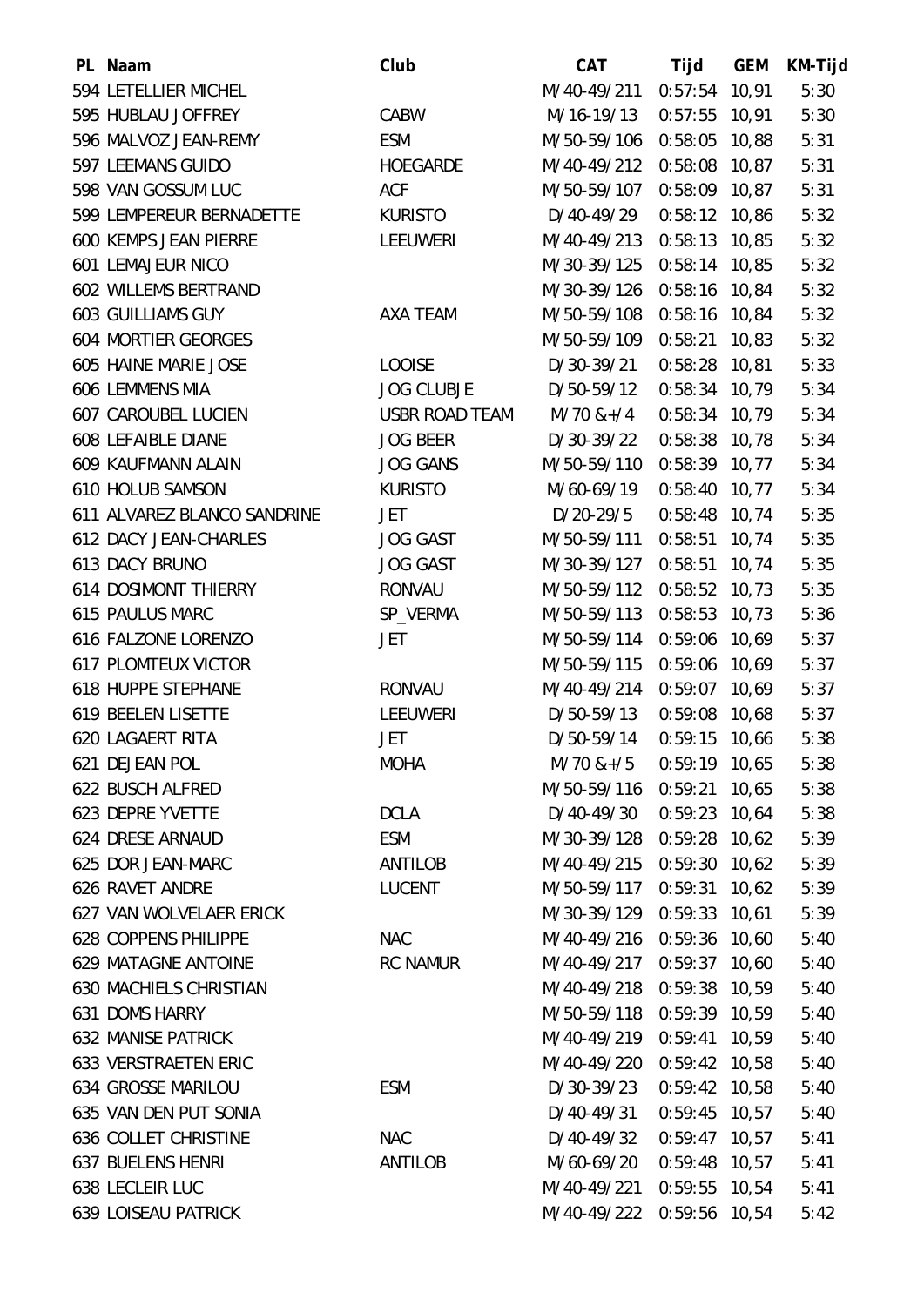| PL | Naam | Club | CAT | Tijd | GEM | KM-Tijd |
|---|---|---|---|---|---|---|
| 594 | LETELLIER MICHEL | | M/40-49/211 | 0:57:54 | 10,91 | 5:30 |
| 595 | HUBLAU JOFFREY | CABW | M/16-19/13 | 0:57:55 | 10,91 | 5:30 |
| 596 | MALVOZ JEAN-REMY | ESM | M/50-59/106 | 0:58:05 | 10,88 | 5:31 |
| 597 | LEEMANS GUIDO | HOEGARDE | M/40-49/212 | 0:58:08 | 10,87 | 5:31 |
| 598 | VAN GOSSUM LUC | ACF | M/50-59/107 | 0:58:09 | 10,87 | 5:31 |
| 599 | LEMPEREUR BERNADETTE | KURISTO | D/40-49/29 | 0:58:12 | 10,86 | 5:32 |
| 600 | KEMPS JEAN PIERRE | LEEUWERI | M/40-49/213 | 0:58:13 | 10,85 | 5:32 |
| 601 | LEMAJEUR NICO | | M/30-39/125 | 0:58:14 | 10,85 | 5:32 |
| 602 | WILLEMS BERTRAND | | M/30-39/126 | 0:58:16 | 10,84 | 5:32 |
| 603 | GUILLIAMS GUY | AXA TEAM | M/50-59/108 | 0:58:16 | 10,84 | 5:32 |
| 604 | MORTIER GEORGES | | M/50-59/109 | 0:58:21 | 10,83 | 5:32 |
| 605 | HAINE MARIE JOSE | LOOISE | D/30-39/21 | 0:58:28 | 10,81 | 5:33 |
| 606 | LEMMENS MIA | JOG CLUBJE | D/50-59/12 | 0:58:34 | 10,79 | 5:34 |
| 607 | CAROUBEL LUCIEN | USBR ROAD TEAM | M/70 &+/4 | 0:58:34 | 10,79 | 5:34 |
| 608 | LEFAIBLE DIANE | JOG BEER | D/30-39/22 | 0:58:38 | 10,78 | 5:34 |
| 609 | KAUFMANN ALAIN | JOG GANS | M/50-59/110 | 0:58:39 | 10,77 | 5:34 |
| 610 | HOLUB SAMSON | KURISTO | M/60-69/19 | 0:58:40 | 10,77 | 5:34 |
| 611 | ALVAREZ BLANCO SANDRINE | JET | D/20-29/5 | 0:58:48 | 10,74 | 5:35 |
| 612 | DACY JEAN-CHARLES | JOG GAST | M/50-59/111 | 0:58:51 | 10,74 | 5:35 |
| 613 | DACY BRUNO | JOG GAST | M/30-39/127 | 0:58:51 | 10,74 | 5:35 |
| 614 | DOSIMONT THIERRY | RONVAU | M/50-59/112 | 0:58:52 | 10,73 | 5:35 |
| 615 | PAULUS MARC | SP_VERMA | M/50-59/113 | 0:58:53 | 10,73 | 5:36 |
| 616 | FALZONE LORENZO | JET | M/50-59/114 | 0:59:06 | 10,69 | 5:37 |
| 617 | PLOMTEUX VICTOR | | M/50-59/115 | 0:59:06 | 10,69 | 5:37 |
| 618 | HUPPE STEPHANE | RONVAU | M/40-49/214 | 0:59:07 | 10,69 | 5:37 |
| 619 | BEELEN LISETTE | LEEUWERI | D/50-59/13 | 0:59:08 | 10,68 | 5:37 |
| 620 | LAGAERT RITA | JET | D/50-59/14 | 0:59:15 | 10,66 | 5:38 |
| 621 | DEJEAN POL | MOHA | M/70 &+/5 | 0:59:19 | 10,65 | 5:38 |
| 622 | BUSCH ALFRED | | M/50-59/116 | 0:59:21 | 10,65 | 5:38 |
| 623 | DEPRE YVETTE | DCLA | D/40-49/30 | 0:59:23 | 10,64 | 5:38 |
| 624 | DRESE ARNAUD | ESM | M/30-39/128 | 0:59:28 | 10,62 | 5:39 |
| 625 | DOR JEAN-MARC | ANTILOB | M/40-49/215 | 0:59:30 | 10,62 | 5:39 |
| 626 | RAVET ANDRE | LUCENT | M/50-59/117 | 0:59:31 | 10,62 | 5:39 |
| 627 | VAN WOLVELAER ERICK | | M/30-39/129 | 0:59:33 | 10,61 | 5:39 |
| 628 | COPPENS PHILIPPE | NAC | M/40-49/216 | 0:59:36 | 10,60 | 5:40 |
| 629 | MATAGNE ANTOINE | RC NAMUR | M/40-49/217 | 0:59:37 | 10,60 | 5:40 |
| 630 | MACHIELS CHRISTIAN | | M/40-49/218 | 0:59:38 | 10,59 | 5:40 |
| 631 | DOMS HARRY | | M/50-59/118 | 0:59:39 | 10,59 | 5:40 |
| 632 | MANISE PATRICK | | M/40-49/219 | 0:59:41 | 10,59 | 5:40 |
| 633 | VERSTRAETEN ERIC | | M/40-49/220 | 0:59:42 | 10,58 | 5:40 |
| 634 | GROSSE MARILOU | ESM | D/30-39/23 | 0:59:42 | 10,58 | 5:40 |
| 635 | VAN DEN PUT SONIA | | D/40-49/31 | 0:59:45 | 10,57 | 5:40 |
| 636 | COLLET CHRISTINE | NAC | D/40-49/32 | 0:59:47 | 10,57 | 5:41 |
| 637 | BUELENS HENRI | ANTILOB | M/60-69/20 | 0:59:48 | 10,57 | 5:41 |
| 638 | LECLEIR LUC | | M/40-49/221 | 0:59:55 | 10,54 | 5:41 |
| 639 | LOISEAU PATRICK | | M/40-49/222 | 0:59:56 | 10,54 | 5:42 |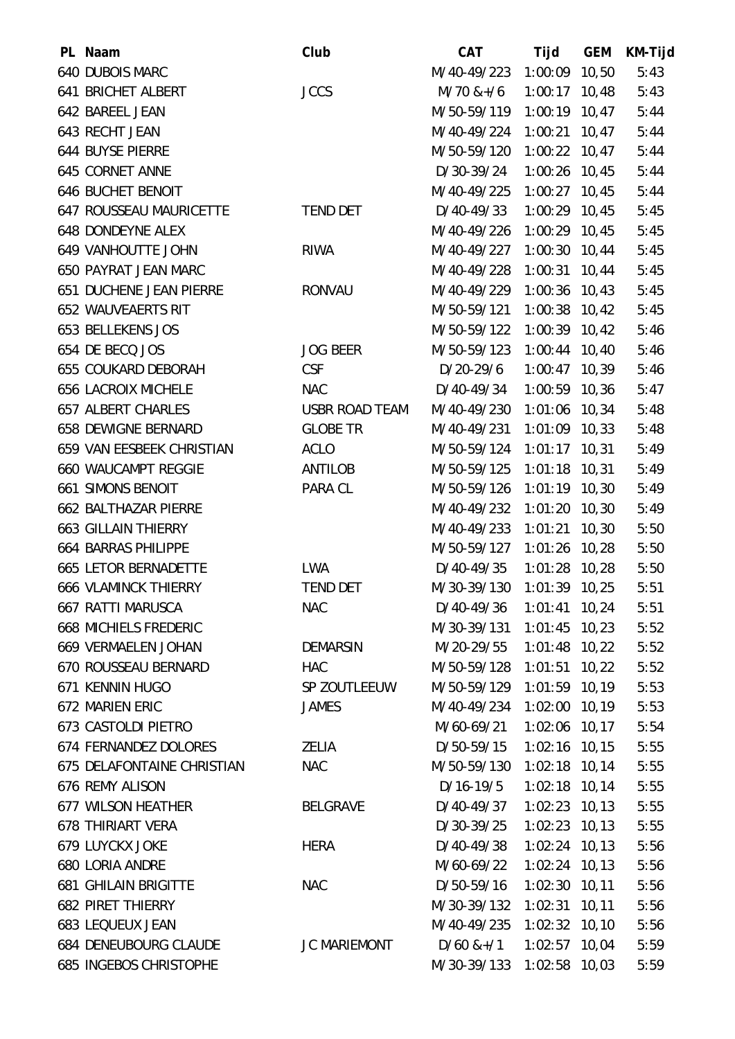| PL | Naam | Club | CAT | Tijd | GEM | KM-Tijd |
|---|---|---|---|---|---|---|
| 640 | DUBOIS MARC | | M/40-49/223 | 1:00:09 | 10,50 | 5:43 |
| 641 | BRICHET ALBERT | JCCS | M/70 &+/6 | 1:00:17 | 10,48 | 5:43 |
| 642 | BAREEL JEAN | | M/50-59/119 | 1:00:19 | 10,47 | 5:44 |
| 643 | RECHT JEAN | | M/40-49/224 | 1:00:21 | 10,47 | 5:44 |
| 644 | BUYSE PIERRE | | M/50-59/120 | 1:00:22 | 10,47 | 5:44 |
| 645 | CORNET ANNE | | D/30-39/24 | 1:00:26 | 10,45 | 5:44 |
| 646 | BUCHET BENOIT | | M/40-49/225 | 1:00:27 | 10,45 | 5:44 |
| 647 | ROUSSEAU MAURICETTE | TEND DET | D/40-49/33 | 1:00:29 | 10,45 | 5:45 |
| 648 | DONDEYNE ALEX | | M/40-49/226 | 1:00:29 | 10,45 | 5:45 |
| 649 | VANHOUTTE JOHN | RIWA | M/40-49/227 | 1:00:30 | 10,44 | 5:45 |
| 650 | PAYRAT JEAN MARC | | M/40-49/228 | 1:00:31 | 10,44 | 5:45 |
| 651 | DUCHENE JEAN PIERRE | RONVAU | M/40-49/229 | 1:00:36 | 10,43 | 5:45 |
| 652 | WAUVEAERTS RIT | | M/50-59/121 | 1:00:38 | 10,42 | 5:45 |
| 653 | BELLEKENS JOS | | M/50-59/122 | 1:00:39 | 10,42 | 5:46 |
| 654 | DE BECQ JOS | JOG BEER | M/50-59/123 | 1:00:44 | 10,40 | 5:46 |
| 655 | COUKARD DEBORAH | CSF | D/20-29/6 | 1:00:47 | 10,39 | 5:46 |
| 656 | LACROIX MICHELE | NAC | D/40-49/34 | 1:00:59 | 10,36 | 5:47 |
| 657 | ALBERT CHARLES | USBR ROAD TEAM | M/40-49/230 | 1:01:06 | 10,34 | 5:48 |
| 658 | DEWIGNE BERNARD | GLOBE TR | M/40-49/231 | 1:01:09 | 10,33 | 5:48 |
| 659 | VAN EESBEEK CHRISTIAN | ACLO | M/50-59/124 | 1:01:17 | 10,31 | 5:49 |
| 660 | WAUCAMPT REGGIE | ANTILOB | M/50-59/125 | 1:01:18 | 10,31 | 5:49 |
| 661 | SIMONS BENOIT | PARA CL | M/50-59/126 | 1:01:19 | 10,30 | 5:49 |
| 662 | BALTHAZAR PIERRE | | M/40-49/232 | 1:01:20 | 10,30 | 5:49 |
| 663 | GILLAIN THIERRY | | M/40-49/233 | 1:01:21 | 10,30 | 5:50 |
| 664 | BARRAS PHILIPPE | | M/50-59/127 | 1:01:26 | 10,28 | 5:50 |
| 665 | LETOR BERNADETTE | LWA | D/40-49/35 | 1:01:28 | 10,28 | 5:50 |
| 666 | VLAMINCK THIERRY | TEND DET | M/30-39/130 | 1:01:39 | 10,25 | 5:51 |
| 667 | RATTI MARUSCA | NAC | D/40-49/36 | 1:01:41 | 10,24 | 5:51 |
| 668 | MICHIELS FREDERIC | | M/30-39/131 | 1:01:45 | 10,23 | 5:52 |
| 669 | VERMAELEN JOHAN | DEMARSIN | M/20-29/55 | 1:01:48 | 10,22 | 5:52 |
| 670 | ROUSSEAU BERNARD | HAC | M/50-59/128 | 1:01:51 | 10,22 | 5:52 |
| 671 | KENNIN HUGO | SP ZOUTLEEUW | M/50-59/129 | 1:01:59 | 10,19 | 5:53 |
| 672 | MARIEN ERIC | JAMES | M/40-49/234 | 1:02:00 | 10,19 | 5:53 |
| 673 | CASTOLDI PIETRO | | M/60-69/21 | 1:02:06 | 10,17 | 5:54 |
| 674 | FERNANDEZ DOLORES | ZELIA | D/50-59/15 | 1:02:16 | 10,15 | 5:55 |
| 675 | DELAFONTAINE CHRISTIAN | NAC | M/50-59/130 | 1:02:18 | 10,14 | 5:55 |
| 676 | REMY ALISON | | D/16-19/5 | 1:02:18 | 10,14 | 5:55 |
| 677 | WILSON HEATHER | BELGRAVE | D/40-49/37 | 1:02:23 | 10,13 | 5:55 |
| 678 | THIRIART VERA | | D/30-39/25 | 1:02:23 | 10,13 | 5:55 |
| 679 | LUYCKX JOKE | HERA | D/40-49/38 | 1:02:24 | 10,13 | 5:56 |
| 680 | LORIA ANDRE | | M/60-69/22 | 1:02:24 | 10,13 | 5:56 |
| 681 | GHILAIN BRIGITTE | NAC | D/50-59/16 | 1:02:30 | 10,11 | 5:56 |
| 682 | PIRET THIERRY | | M/30-39/132 | 1:02:31 | 10,11 | 5:56 |
| 683 | LEQUEUX JEAN | | M/40-49/235 | 1:02:32 | 10,10 | 5:56 |
| 684 | DENEUBOURG CLAUDE | JC MARIEMONT | D/60 &+/1 | 1:02:57 | 10,04 | 5:59 |
| 685 | INGEBOS CHRISTOPHE | | M/30-39/133 | 1:02:58 | 10,03 | 5:59 |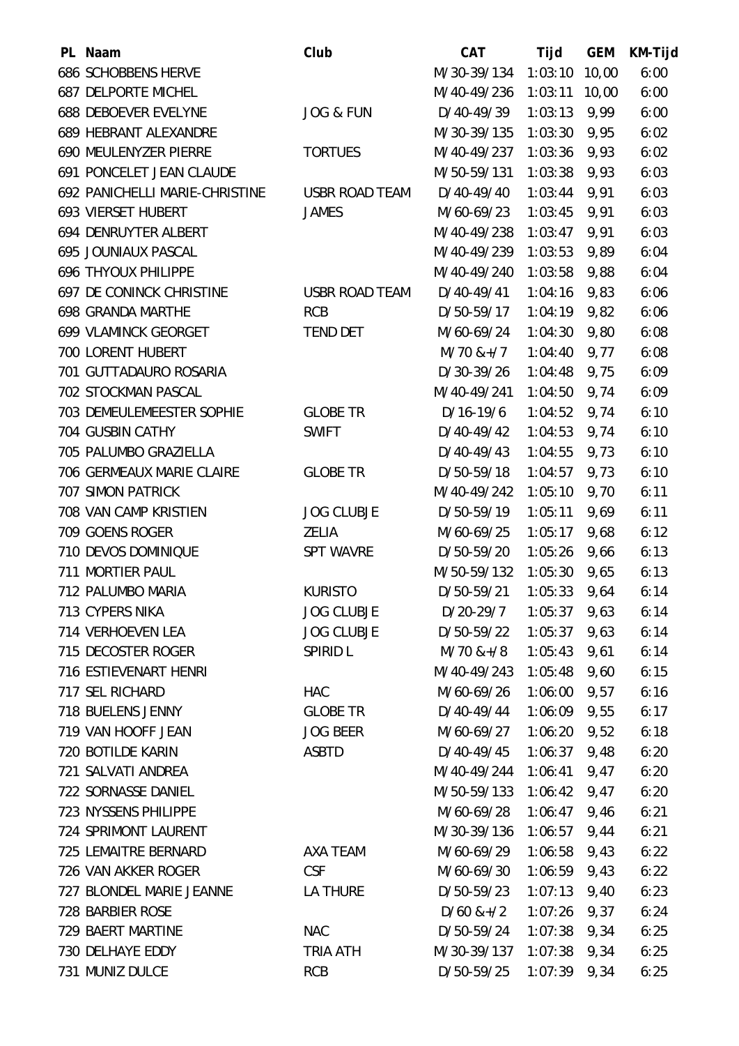| PL | Naam | Club | CAT | Tijd | GEM | KM-Tijd |
|---|---|---|---|---|---|---|
| 686 | SCHOBBENS HERVE | | M/30-39/134 | 1:03:10 | 10,00 | 6:00 |
| 687 | DELPORTE MICHEL | | M/40-49/236 | 1:03:11 | 10,00 | 6:00 |
| 688 | DEBOEVER EVELYNE | JOG & FUN | D/40-49/39 | 1:03:13 | 9,99 | 6:00 |
| 689 | HEBRANT ALEXANDRE | | M/30-39/135 | 1:03:30 | 9,95 | 6:02 |
| 690 | MEULENYZER PIERRE | TORTUES | M/40-49/237 | 1:03:36 | 9,93 | 6:02 |
| 691 | PONCELET JEAN CLAUDE | | M/50-59/131 | 1:03:38 | 9,93 | 6:03 |
| 692 | PANICHELLI MARIE-CHRISTINE | USBR ROAD TEAM | D/40-49/40 | 1:03:44 | 9,91 | 6:03 |
| 693 | VIERSET HUBERT | JAMES | M/60-69/23 | 1:03:45 | 9,91 | 6:03 |
| 694 | DENRUYTER ALBERT | | M/40-49/238 | 1:03:47 | 9,91 | 6:03 |
| 695 | JOUNIAUX PASCAL | | M/40-49/239 | 1:03:53 | 9,89 | 6:04 |
| 696 | THYOUX PHILIPPE | | M/40-49/240 | 1:03:58 | 9,88 | 6:04 |
| 697 | DE CONINCK CHRISTINE | USBR ROAD TEAM | D/40-49/41 | 1:04:16 | 9,83 | 6:06 |
| 698 | GRANDA MARTHE | RCB | D/50-59/17 | 1:04:19 | 9,82 | 6:06 |
| 699 | VLAMINCK GEORGET | TEND DET | M/60-69/24 | 1:04:30 | 9,80 | 6:08 |
| 700 | LORENT HUBERT | | M/70 &+/7 | 1:04:40 | 9,77 | 6:08 |
| 701 | GUTTADAURO ROSARIA | | D/30-39/26 | 1:04:48 | 9,75 | 6:09 |
| 702 | STOCKMAN PASCAL | | M/40-49/241 | 1:04:50 | 9,74 | 6:09 |
| 703 | DEMEULEMEESTER SOPHIE | GLOBE TR | D/16-19/6 | 1:04:52 | 9,74 | 6:10 |
| 704 | GUSBIN CATHY | SWIFT | D/40-49/42 | 1:04:53 | 9,74 | 6:10 |
| 705 | PALUMBO GRAZIELLA | | D/40-49/43 | 1:04:55 | 9,73 | 6:10 |
| 706 | GERMEAUX MARIE CLAIRE | GLOBE TR | D/50-59/18 | 1:04:57 | 9,73 | 6:10 |
| 707 | SIMON PATRICK | | M/40-49/242 | 1:05:10 | 9,70 | 6:11 |
| 708 | VAN CAMP KRISTIEN | JOG CLUBJE | D/50-59/19 | 1:05:11 | 9,69 | 6:11 |
| 709 | GOENS ROGER | ZELIA | M/60-69/25 | 1:05:17 | 9,68 | 6:12 |
| 710 | DEVOS DOMINIQUE | SPT WAVRE | D/50-59/20 | 1:05:26 | 9,66 | 6:13 |
| 711 | MORTIER PAUL | | M/50-59/132 | 1:05:30 | 9,65 | 6:13 |
| 712 | PALUMBO MARIA | KURISTO | D/50-59/21 | 1:05:33 | 9,64 | 6:14 |
| 713 | CYPERS NIKA | JOG CLUBJE | D/20-29/7 | 1:05:37 | 9,63 | 6:14 |
| 714 | VERHOEVEN LEA | JOG CLUBJE | D/50-59/22 | 1:05:37 | 9,63 | 6:14 |
| 715 | DECOSTER ROGER | SPIRID L | M/70 &+/8 | 1:05:43 | 9,61 | 6:14 |
| 716 | ESTIEVENART HENRI | | M/40-49/243 | 1:05:48 | 9,60 | 6:15 |
| 717 | SEL RICHARD | HAC | M/60-69/26 | 1:06:00 | 9,57 | 6:16 |
| 718 | BUELENS JENNY | GLOBE TR | D/40-49/44 | 1:06:09 | 9,55 | 6:17 |
| 719 | VAN HOOFF JEAN | JOG BEER | M/60-69/27 | 1:06:20 | 9,52 | 6:18 |
| 720 | BOTILDE KARIN | ASBTD | D/40-49/45 | 1:06:37 | 9,48 | 6:20 |
| 721 | SALVATI ANDREA | | M/40-49/244 | 1:06:41 | 9,47 | 6:20 |
| 722 | SORNASSE DANIEL | | M/50-59/133 | 1:06:42 | 9,47 | 6:20 |
| 723 | NYSSENS PHILIPPE | | M/60-69/28 | 1:06:47 | 9,46 | 6:21 |
| 724 | SPRIMONT LAURENT | | M/30-39/136 | 1:06:57 | 9,44 | 6:21 |
| 725 | LEMAITRE BERNARD | AXA TEAM | M/60-69/29 | 1:06:58 | 9,43 | 6:22 |
| 726 | VAN AKKER ROGER | CSF | M/60-69/30 | 1:06:59 | 9,43 | 6:22 |
| 727 | BLONDEL MARIE JEANNE | LA THURE | D/50-59/23 | 1:07:13 | 9,40 | 6:23 |
| 728 | BARBIER ROSE | | D/60 &+/2 | 1:07:26 | 9,37 | 6:24 |
| 729 | BAERT MARTINE | NAC | D/50-59/24 | 1:07:38 | 9,34 | 6:25 |
| 730 | DELHAYE EDDY | TRIA ATH | M/30-39/137 | 1:07:38 | 9,34 | 6:25 |
| 731 | MUNIZ DULCE | RCB | D/50-59/25 | 1:07:39 | 9,34 | 6:25 |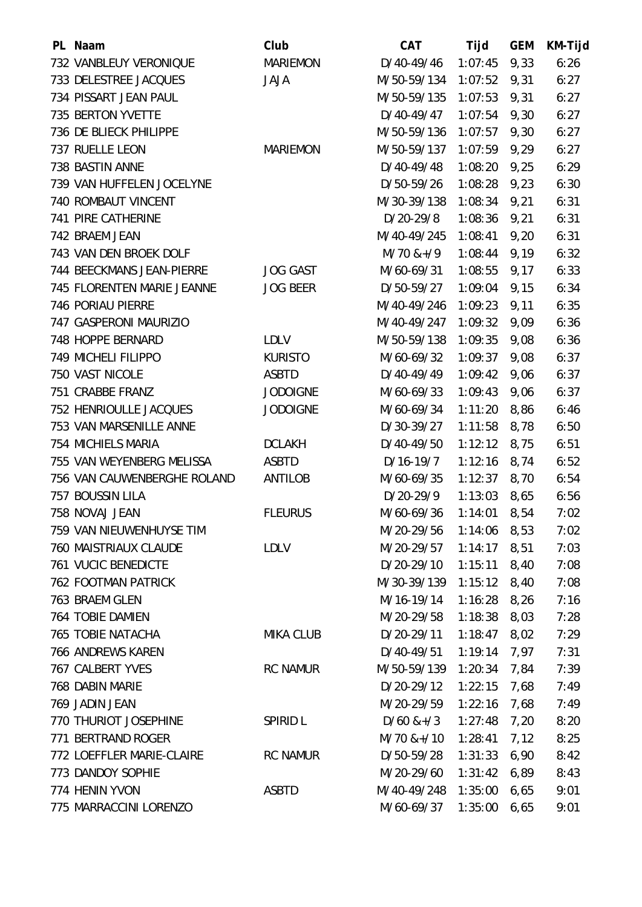| PL | Naam | Club | CAT | Tijd | GEM | KM-Tijd |
|---|---|---|---|---|---|---|
| 732 | VANBLEUY VERONIQUE | MARIEMON | D/40-49/46 | 1:07:45 | 9,33 | 6:26 |
| 733 | DELESTREE JACQUES | JAJA | M/50-59/134 | 1:07:52 | 9,31 | 6:27 |
| 734 | PISSART JEAN PAUL | | M/50-59/135 | 1:07:53 | 9,31 | 6:27 |
| 735 | BERTON YVETTE | | D/40-49/47 | 1:07:54 | 9,30 | 6:27 |
| 736 | DE BLIECK PHILIPPE | | M/50-59/136 | 1:07:57 | 9,30 | 6:27 |
| 737 | RUELLE LEON | MARIEMON | M/50-59/137 | 1:07:59 | 9,29 | 6:27 |
| 738 | BASTIN ANNE | | D/40-49/48 | 1:08:20 | 9,25 | 6:29 |
| 739 | VAN HUFFELEN JOCELYNE | | D/50-59/26 | 1:08:28 | 9,23 | 6:30 |
| 740 | ROMBAUT VINCENT | | M/30-39/138 | 1:08:34 | 9,21 | 6:31 |
| 741 | PIRE CATHERINE | | D/20-29/8 | 1:08:36 | 9,21 | 6:31 |
| 742 | BRAEM JEAN | | M/40-49/245 | 1:08:41 | 9,20 | 6:31 |
| 743 | VAN DEN BROEK DOLF | | M/70 &+/9 | 1:08:44 | 9,19 | 6:32 |
| 744 | BEECKMANS JEAN-PIERRE | JOG GAST | M/60-69/31 | 1:08:55 | 9,17 | 6:33 |
| 745 | FLORENTEN MARIE JEANNE | JOG BEER | D/50-59/27 | 1:09:04 | 9,15 | 6:34 |
| 746 | PORIAU PIERRE | | M/40-49/246 | 1:09:23 | 9,11 | 6:35 |
| 747 | GASPERONI MAURIZIO | | M/40-49/247 | 1:09:32 | 9,09 | 6:36 |
| 748 | HOPPE BERNARD | LDLV | M/50-59/138 | 1:09:35 | 9,08 | 6:36 |
| 749 | MICHELI FILIPPO | KURISTO | M/60-69/32 | 1:09:37 | 9,08 | 6:37 |
| 750 | VAST NICOLE | ASBTD | D/40-49/49 | 1:09:42 | 9,06 | 6:37 |
| 751 | CRABBE FRANZ | JODOIGNE | M/60-69/33 | 1:09:43 | 9,06 | 6:37 |
| 752 | HENRIOULLE JACQUES | JODOIGNE | M/60-69/34 | 1:11:20 | 8,86 | 6:46 |
| 753 | VAN MARSENILLE ANNE | | D/30-39/27 | 1:11:58 | 8,78 | 6:50 |
| 754 | MICHIELS MARIA | DCLAKH | D/40-49/50 | 1:12:12 | 8,75 | 6:51 |
| 755 | VAN WEYENBERG MELISSA | ASBTD | D/16-19/7 | 1:12:16 | 8,74 | 6:52 |
| 756 | VAN CAUWENBERGHE ROLAND | ANTILOB | M/60-69/35 | 1:12:37 | 8,70 | 6:54 |
| 757 | BOUSSIN LILA | | D/20-29/9 | 1:13:03 | 8,65 | 6:56 |
| 758 | NOVAJ JEAN | FLEURUS | M/60-69/36 | 1:14:01 | 8,54 | 7:02 |
| 759 | VAN NIEUWENHUYSE TIM | | M/20-29/56 | 1:14:06 | 8,53 | 7:02 |
| 760 | MAISTRIAUX CLAUDE | LDLV | M/20-29/57 | 1:14:17 | 8,51 | 7:03 |
| 761 | VUCIC BENEDICTE | | D/20-29/10 | 1:15:11 | 8,40 | 7:08 |
| 762 | FOOTMAN PATRICK | | M/30-39/139 | 1:15:12 | 8,40 | 7:08 |
| 763 | BRAEM GLEN | | M/16-19/14 | 1:16:28 | 8,26 | 7:16 |
| 764 | TOBIE DAMIEN | | M/20-29/58 | 1:18:38 | 8,03 | 7:28 |
| 765 | TOBIE NATACHA | MIKA CLUB | D/20-29/11 | 1:18:47 | 8,02 | 7:29 |
| 766 | ANDREWS KAREN | | D/40-49/51 | 1:19:14 | 7,97 | 7:31 |
| 767 | CALBERT YVES | RC NAMUR | M/50-59/139 | 1:20:34 | 7,84 | 7:39 |
| 768 | DABIN MARIE | | D/20-29/12 | 1:22:15 | 7,68 | 7:49 |
| 769 | JADIN JEAN | | M/20-29/59 | 1:22:16 | 7,68 | 7:49 |
| 770 | THURIOT JOSEPHINE | SPIRID L | D/60 &+/3 | 1:27:48 | 7,20 | 8:20 |
| 771 | BERTRAND ROGER | | M/70 &+/10 | 1:28:41 | 7,12 | 8:25 |
| 772 | LOEFFLER MARIE-CLAIRE | RC NAMUR | D/50-59/28 | 1:31:33 | 6,90 | 8:42 |
| 773 | DANDOY SOPHIE | | M/20-29/60 | 1:31:42 | 6,89 | 8:43 |
| 774 | HENIN YVON | ASBTD | M/40-49/248 | 1:35:00 | 6,65 | 9:01 |
| 775 | MARRACCINI LORENZO | | M/60-69/37 | 1:35:00 | 6,65 | 9:01 |